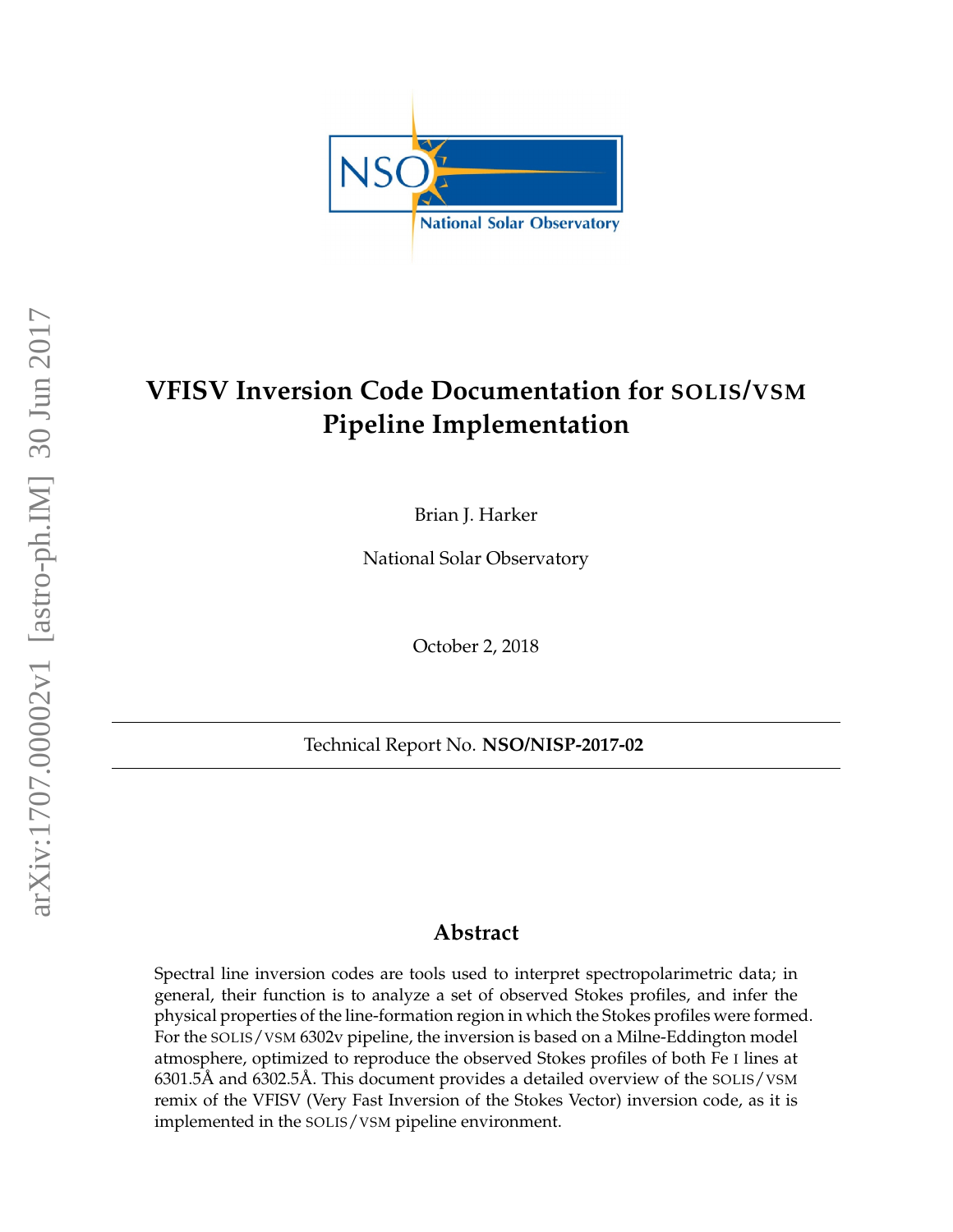# VFISV Inversion Code Documentation for SOLIS/VSM Pipeline Implementation

Brian J. Harker

National Solar Observatory

October 2, 2018

---

Technical Report No. **NSO/NISP-2017-02**

---

## Abstract

Spectral line inversion codes are tools used to interpret spectropolarimetric data; in general, their function is to analyze a set of observed Stokes profiles, and infer the physical properties of the line-formation region in which the Stokes profiles were formed. For the SOLIS/VSM 6302v pipeline, the inversion is based on a Milne-Eddington model atmosphere, optimized to reproduce the observed Stokes profiles of both Fe I lines at 6301.5Å and 6302.5Å. This document provides a detailed overview of the SOLIS/VSM remix of the VFISV (Very Fast Inversion of the Stokes Vector) inversion code, as it is implemented in the SOLIS/VSM pipeline environment.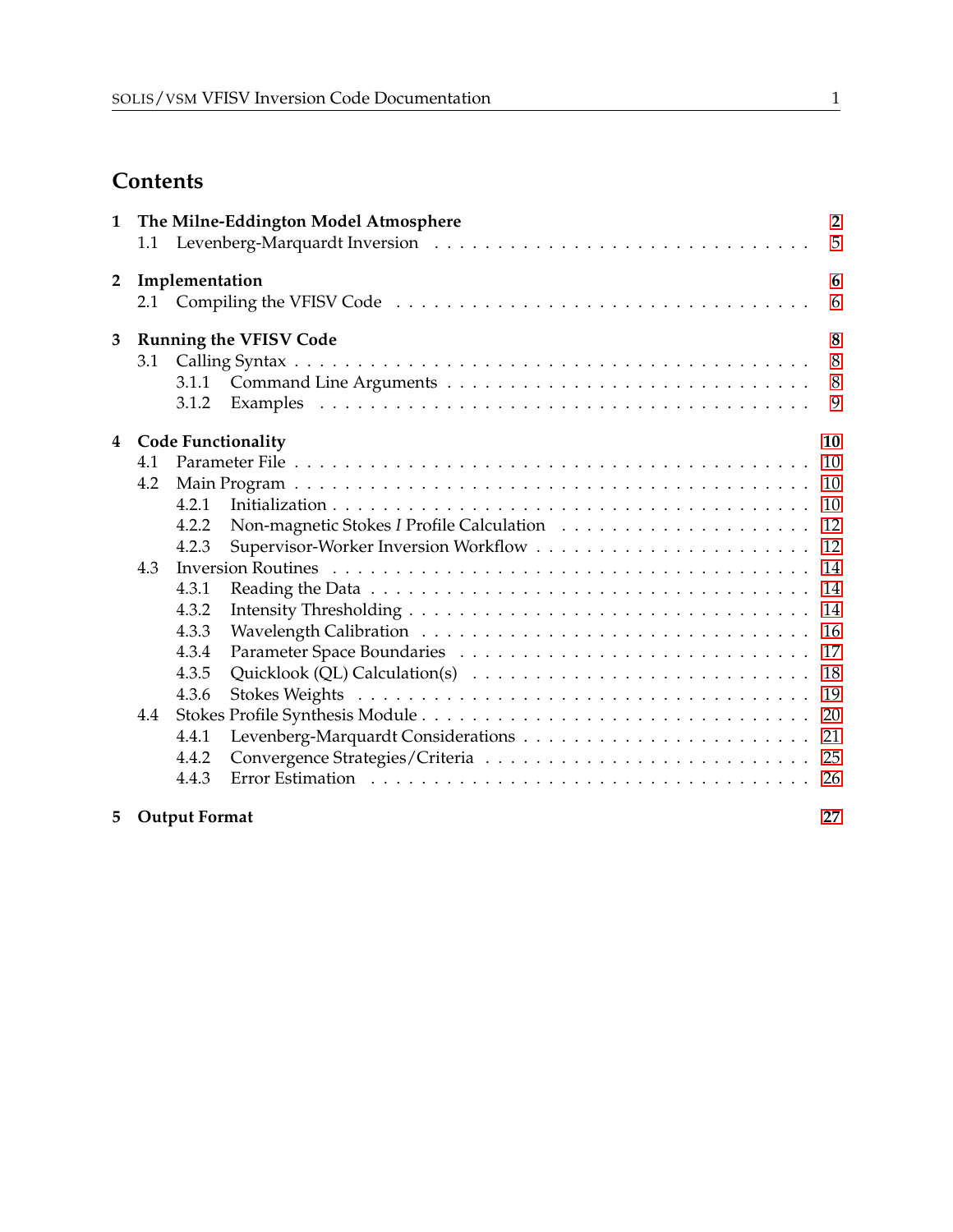# Contents

**1 The Milne-Eddington Model Atmosphere** — 2
- 1.1 Levenberg-Marquardt Inversion — 5

**2 Implementation** — 6
- 2.1 Compiling the VFISV Code — 6

**3 Running the VFISV Code** — 8
- 3.1 Calling Syntax — 8
  - 3.1.1 Command Line Arguments — 8
  - 3.1.2 Examples — 9

**4 Code Functionality** — 10
- 4.1 Parameter File — 10
- 4.2 Main Program — 10
  - 4.2.1 Initialization — 10
  - 4.2.2 Non-magnetic Stokes *I* Profile Calculation — 12
  - 4.2.3 Supervisor-Worker Inversion Workflow — 12
- 4.3 Inversion Routines — 14
  - 4.3.1 Reading the Data — 14
  - 4.3.2 Intensity Thresholding — 14
  - 4.3.3 Wavelength Calibration — 16
  - 4.3.4 Parameter Space Boundaries — 17
  - 4.3.5 Quicklook (QL) Calculation(s) — 18
  - 4.3.6 Stokes Weights — 19
- 4.4 Stokes Profile Synthesis Module — 20
  - 4.4.1 Levenberg-Marquardt Considerations — 21
  - 4.4.2 Convergence Strategies/Criteria — 25
  - 4.4.3 Error Estimation — 26

**5 Output Format** — 27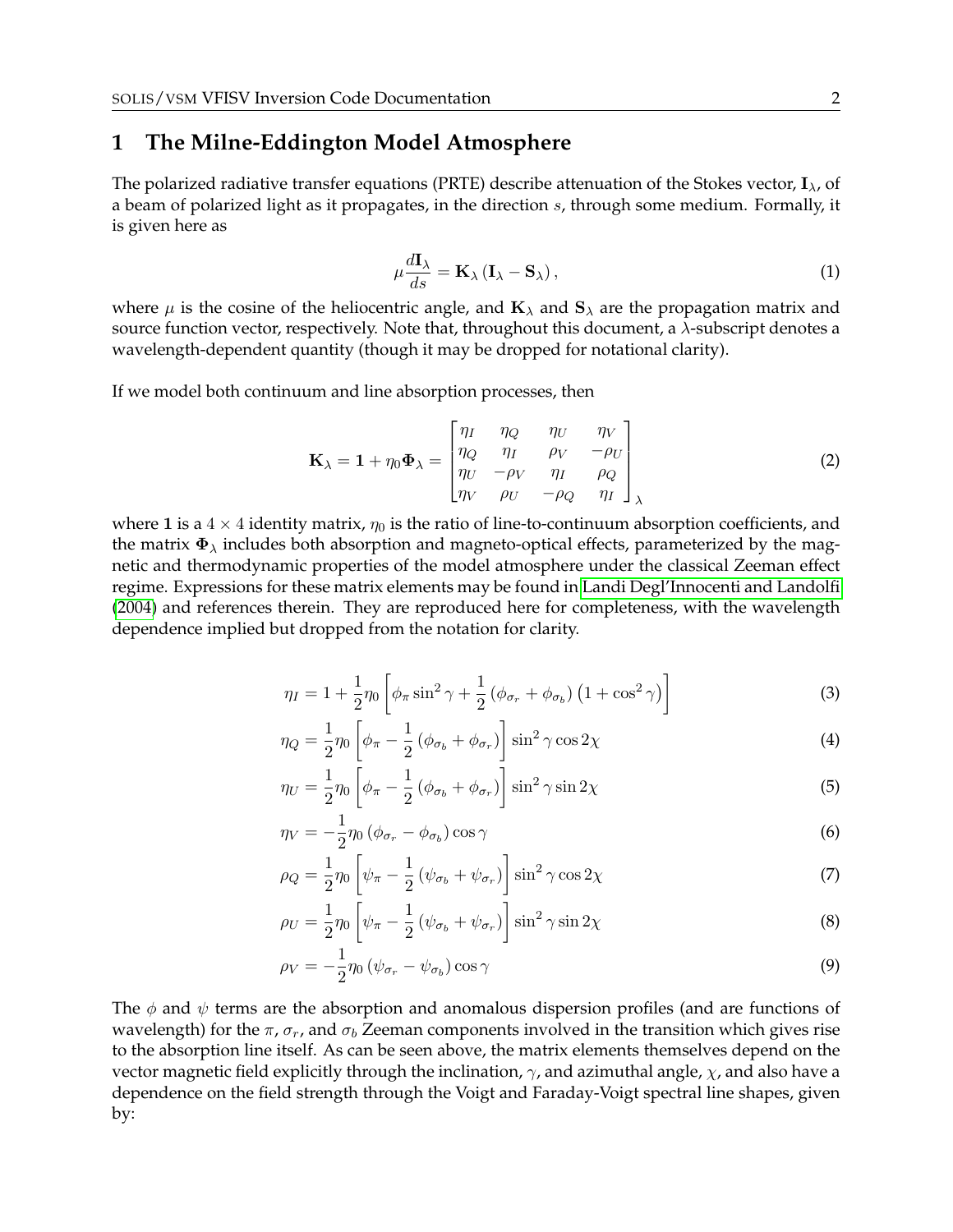# 1 The Milne-Eddington Model Atmosphere

The polarized radiative transfer equations (PRTE) describe attenuation of the Stokes vector, $\mathbf{I}_\lambda$, of a beam of polarized light as it propagates, in the direction $s$, through some medium. Formally, it is given here as

$$\mu \frac{d\mathbf{I}_\lambda}{ds} = \mathbf{K}_\lambda \left( \mathbf{I}_\lambda - \mathbf{S}_\lambda \right), \tag{1}$$

where $\mu$ is the cosine of the heliocentric angle, and $\mathbf{K}_\lambda$ and $\mathbf{S}_\lambda$ are the propagation matrix and source function vector, respectively. Note that, throughout this document, a $\lambda$-subscript denotes a wavelength-dependent quantity (though it may be dropped for notational clarity).

If we model both continuum and line absorption processes, then

$$\mathbf{K}_\lambda = \mathbf{1} + \eta_0 \mathbf{\Phi}_\lambda = \begin{bmatrix} \eta_I & \eta_Q & \eta_U & \eta_V \\ \eta_Q & \eta_I & \rho_V & -\rho_U \\ \eta_U & -\rho_V & \eta_I & \rho_Q \\ \eta_V & \rho_U & -\rho_Q & \eta_I \end{bmatrix}_\lambda \tag{2}$$

where $\mathbf{1}$ is a $4 \times 4$ identity matrix, $\eta_0$ is the ratio of line-to-continuum absorption coefficients, and the matrix $\mathbf{\Phi}_\lambda$ includes both absorption and magneto-optical effects, parameterized by the magnetic and thermodynamic properties of the model atmosphere under the classical Zeeman effect regime. Expressions for these matrix elements may be found in Landi Degl'Innocenti and Landolfi (2004) and references therein. They are reproduced here for completeness, with the wavelength dependence implied but dropped from the notation for clarity.

$$\eta_I = 1 + \frac{1}{2}\eta_0 \left[ \phi_\pi \sin^2\gamma + \frac{1}{2}\left(\phi_{\sigma_r} + \phi_{\sigma_b}\right)\left(1 + \cos^2\gamma\right) \right] \tag{3}$$

$$\eta_Q = \frac{1}{2}\eta_0 \left[ \phi_\pi - \frac{1}{2}\left(\phi_{\sigma_b} + \phi_{\sigma_r}\right) \right] \sin^2\gamma \cos 2\chi \tag{4}$$

$$\eta_U = \frac{1}{2}\eta_0 \left[ \phi_\pi - \frac{1}{2}\left(\phi_{\sigma_b} + \phi_{\sigma_r}\right) \right] \sin^2\gamma \sin 2\chi \tag{5}$$

$$\eta_V = -\frac{1}{2}\eta_0 \left(\phi_{\sigma_r} - \phi_{\sigma_b}\right) \cos\gamma \tag{6}$$

$$\rho_Q = \frac{1}{2}\eta_0 \left[ \psi_\pi - \frac{1}{2}\left(\psi_{\sigma_b} + \psi_{\sigma_r}\right) \right] \sin^2\gamma \cos 2\chi \tag{7}$$

$$\rho_U = \frac{1}{2}\eta_0 \left[ \psi_\pi - \frac{1}{2}\left(\psi_{\sigma_b} + \psi_{\sigma_r}\right) \right] \sin^2\gamma \sin 2\chi \tag{8}$$

$$\rho_V = -\frac{1}{2}\eta_0 \left(\psi_{\sigma_r} - \psi_{\sigma_b}\right) \cos\gamma \tag{9}$$

The $\phi$ and $\psi$ terms are the absorption and anomalous dispersion profiles (and are functions of wavelength) for the $\pi$, $\sigma_r$, and $\sigma_b$ Zeeman components involved in the transition which gives rise to the absorption line itself. As can be seen above, the matrix elements themselves depend on the vector magnetic field explicitly through the inclination, $\gamma$, and azimuthal angle, $\chi$, and also have a dependence on the field strength through the Voigt and Faraday-Voigt spectral line shapes, given by: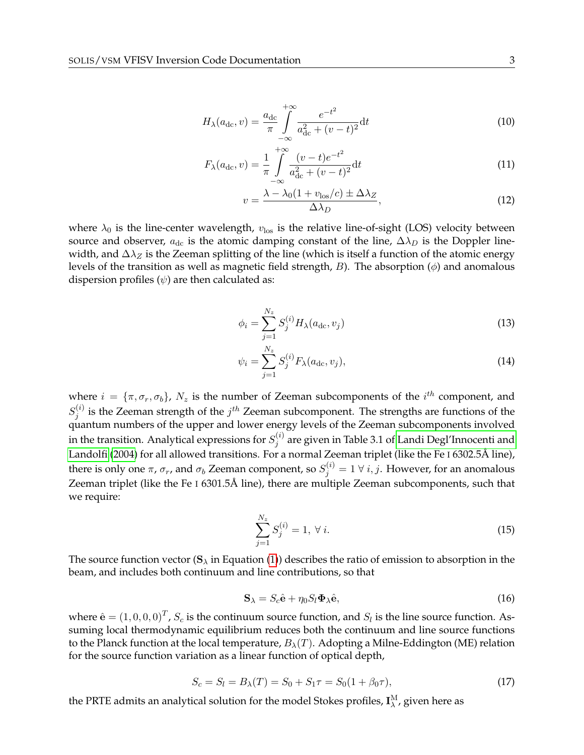$$H_\lambda(a_{\rm dc}, v) = \frac{a_{\rm dc}}{\pi} \int_{-\infty}^{+\infty} \frac{e^{-t^2}}{a_{\rm dc}^2 + (v-t)^2} {\rm d}t \tag{10}$$

$$F_\lambda(a_{\rm dc}, v) = \frac{1}{\pi} \int_{-\infty}^{+\infty} \frac{(v-t)e^{-t^2}}{a_{\rm dc}^2 + (v-t)^2} {\rm d}t \tag{11}$$

$$v = \frac{\lambda - \lambda_0(1 + v_{\rm los}/c) \pm \Delta\lambda_Z}{\Delta\lambda_D}, \tag{12}$$

where $\lambda_0$ is the line-center wavelength, $v_{\rm los}$ is the relative line-of-sight (LOS) velocity between source and observer, $a_{\rm dc}$ is the atomic damping constant of the line, $\Delta\lambda_D$ is the Doppler line-width, and $\Delta\lambda_Z$ is the Zeeman splitting of the line (which is itself a function of the atomic energy levels of the transition as well as magnetic field strength, $B$). The absorption ($\phi$) and anomalous dispersion profiles ($\psi$) are then calculated as:

$$\phi_i = \sum_{j=1}^{N_z} S_j^{(i)} H_\lambda(a_{\rm dc}, v_j) \tag{13}$$

$$\psi_i = \sum_{j=1}^{N_z} S_j^{(i)} F_\lambda(a_{\rm dc}, v_j), \tag{14}$$

where $i = \{\pi, \sigma_r, \sigma_b\}$, $N_z$ is the number of Zeeman subcomponents of the $i^{th}$ component, and $S_j^{(i)}$ is the Zeeman strength of the $j^{th}$ Zeeman subcomponent. The strengths are functions of the quantum numbers of the upper and lower energy levels of the Zeeman subcomponents involved in the transition. Analytical expressions for $S_j^{(i)}$ are given in Table 3.1 of Landi Degl'Innocenti and Landolfi (2004) for all allowed transitions. For a normal Zeeman triplet (like the Fe I 6302.5Å line), there is only one $\pi$, $\sigma_r$, and $\sigma_b$ Zeeman component, so $S_j^{(i)} = 1 \; \forall \; i, j$. However, for an anomalous Zeeman triplet (like the Fe I 6301.5Å line), there are multiple Zeeman subcomponents, such that we require:

$$\sum_{j=1}^{N_z} S_j^{(i)} = 1, \; \forall \; i. \tag{15}$$

The source function vector ($\mathbf{S}_\lambda$ in Equation (1)) describes the ratio of emission to absorption in the beam, and includes both continuum and line contributions, so that

$$\mathbf{S}_\lambda = S_c \hat{\mathbf{e}} + \eta_0 S_l \mathbf{\Phi}_\lambda \hat{\mathbf{e}}, \tag{16}$$

where $\hat{\mathbf{e}} = (1, 0, 0, 0)^T$, $S_c$ is the continuum source function, and $S_l$ is the line source function. Assuming local thermodynamic equilibrium reduces both the continuum and line source functions to the Planck function at the local temperature, $B_\lambda(T)$. Adopting a Milne-Eddington (ME) relation for the source function variation as a linear function of optical depth,

$$S_c = S_l = B_\lambda(T) = S_0 + S_1\tau = S_0(1 + \beta_0\tau), \tag{17}$$

the PRTE admits an analytical solution for the model Stokes profiles, $\mathbf{I}_\lambda^{\rm M}$, given here as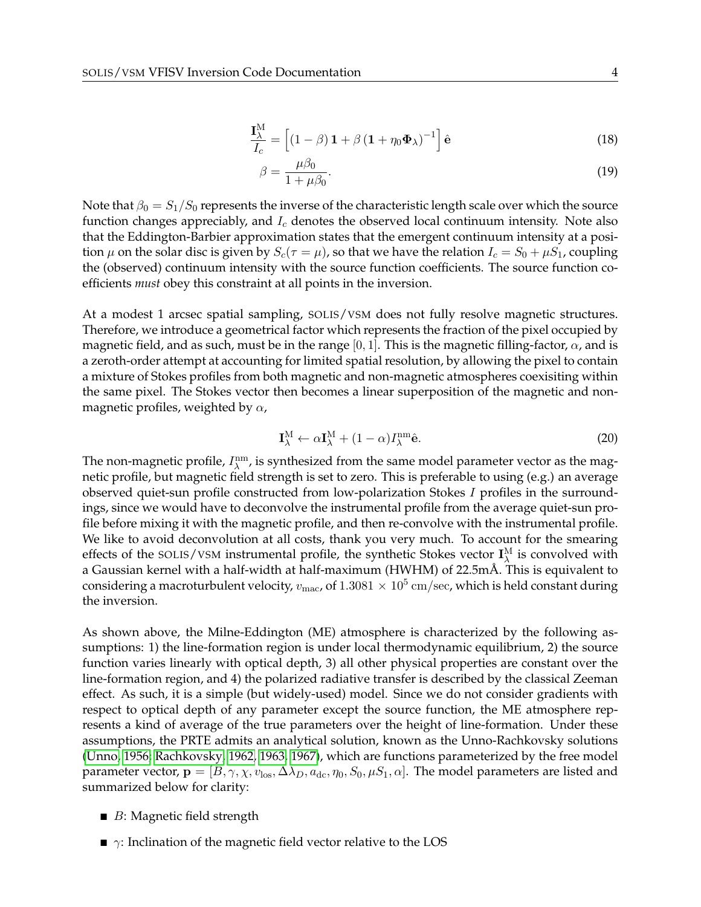$$\frac{\mathbf{I}_\lambda^{\mathrm{M}}}{I_c} = \left[ (1-\beta)\,\mathbf{1} + \beta\left(\mathbf{1} + \eta_0 \mathbf{\Phi}_\lambda\right)^{-1} \right] \hat{\mathbf{e}} \tag{18}$$

$$\beta = \frac{\mu \beta_0}{1+\mu\beta_0}. \tag{19}$$

Note that $\beta_0 = S_1/S_0$ represents the inverse of the characteristic length scale over which the source function changes appreciably, and $I_c$ denotes the observed local continuum intensity. Note also that the Eddington-Barbier approximation states that the emergent continuum intensity at a position $\mu$ on the solar disc is given by $S_c(\tau = \mu)$, so that we have the relation $I_c = S_0 + \mu S_1$, coupling the (observed) continuum intensity with the source function coefficients. The source function coefficients *must* obey this constraint at all points in the inversion.

At a modest 1 arcsec spatial sampling, SOLIS/VSM does not fully resolve magnetic structures. Therefore, we introduce a geometrical factor which represents the fraction of the pixel occupied by magnetic field, and as such, must be in the range $[0, 1]$. This is the magnetic filling-factor, $\alpha$, and is a zeroth-order attempt at accounting for limited spatial resolution, by allowing the pixel to contain a mixture of Stokes profiles from both magnetic and non-magnetic atmospheres coexisiting within the same pixel. The Stokes vector then becomes a linear superposition of the magnetic and non-magnetic profiles, weighted by $\alpha$,

$$\mathbf{I}_\lambda^{\mathrm{M}} \leftarrow \alpha \mathbf{I}_\lambda^{\mathrm{M}} + (1-\alpha) I_\lambda^{\mathrm{nm}} \hat{\mathbf{e}}. \tag{20}$$

The non-magnetic profile, $I_\lambda^{\mathrm{nm}}$, is synthesized from the same model parameter vector as the magnetic profile, but magnetic field strength is set to zero. This is preferable to using (e.g.) an average observed quiet-sun profile constructed from low-polarization Stokes $I$ profiles in the surroundings, since we would have to deconvolve the instrumental profile from the average quiet-sun profile before mixing it with the magnetic profile, and then re-convolve with the instrumental profile. We like to avoid deconvolution at all costs, thank you very much. To account for the smearing effects of the SOLIS/VSM instrumental profile, the synthetic Stokes vector $\mathbf{I}_\lambda^{\mathrm{M}}$ is convolved with a Gaussian kernel with a half-width at half-maximum (HWHM) of 22.5mÅ. This is equivalent to considering a macroturbulent velocity, $v_{\mathrm{mac}}$, of $1.3081 \times 10^5$ cm/sec, which is held constant during the inversion.

As shown above, the Milne-Eddington (ME) atmosphere is characterized by the following assumptions: 1) the line-formation region is under local thermodynamic equilibrium, 2) the source function varies linearly with optical depth, 3) all other physical properties are constant over the line-formation region, and 4) the polarized radiative transfer is described by the classical Zeeman effect. As such, it is a simple (but widely-used) model. Since we do not consider gradients with respect to optical depth of any parameter except the source function, the ME atmosphere represents a kind of average of the true parameters over the height of line-formation. Under these assumptions, the PRTE admits an analytical solution, known as the Unno-Rachkovsky solutions (Unno, 1956; Rachkovsky, 1962, 1963, 1967), which are functions parameterized by the free model parameter vector, $\mathbf{p} = [B, \gamma, \chi, v_{\mathrm{los}}, \Delta\lambda_D, a_{\mathrm{dc}}, \eta_0, S_0, \mu S_1, \alpha]$. The model parameters are listed and summarized below for clarity:

- $B$: Magnetic field strength
- $\gamma$: Inclination of the magnetic field vector relative to the LOS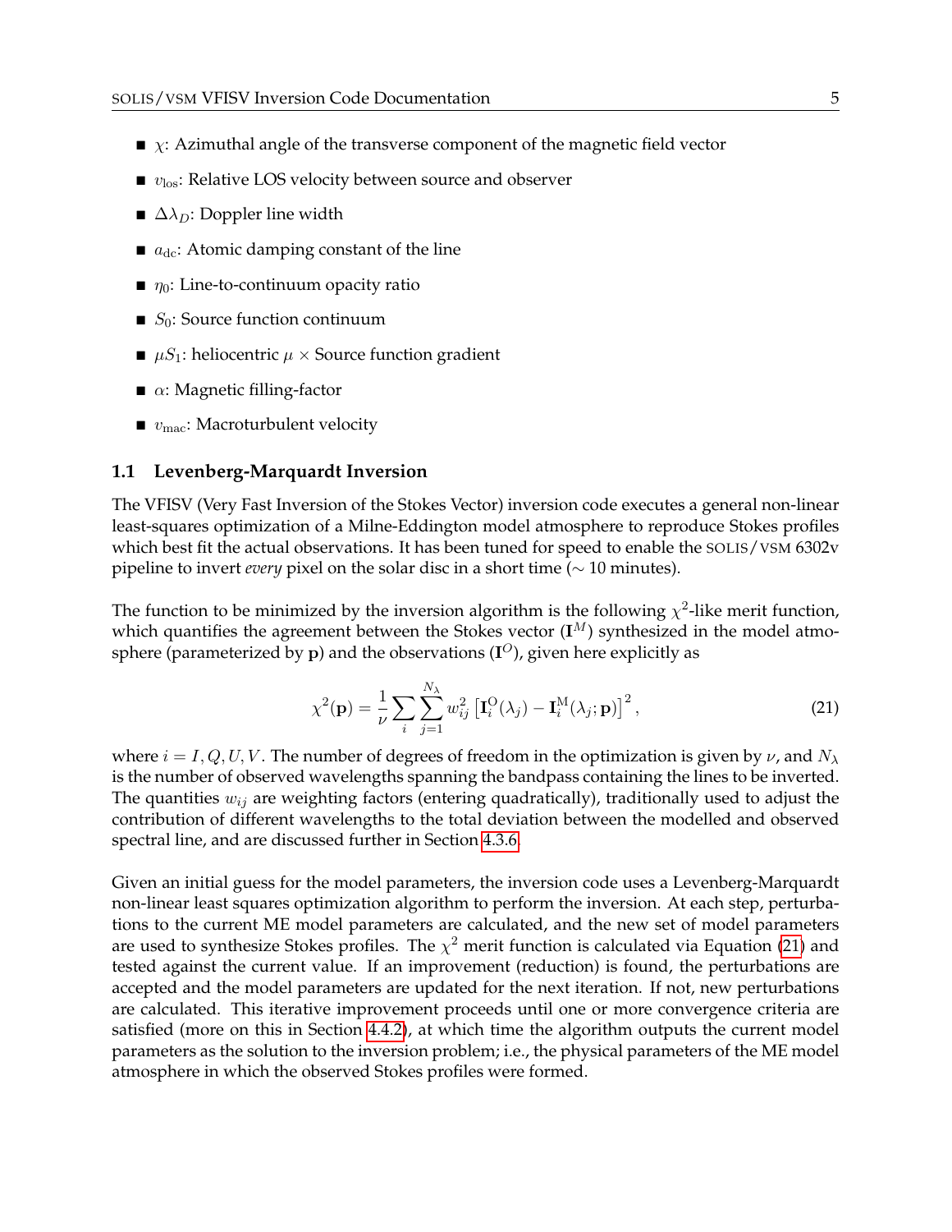- $\chi$: Azimuthal angle of the transverse component of the magnetic field vector
- $v_{\rm los}$: Relative LOS velocity between source and observer
- $\Delta\lambda_D$: Doppler line width
- $a_{\rm dc}$: Atomic damping constant of the line
- $\eta_0$: Line-to-continuum opacity ratio
- $S_0$: Source function continuum
- $\mu S_1$: heliocentric $\mu \times$ Source function gradient
- $\alpha$: Magnetic filling-factor
- $v_{\rm mac}$: Macroturbulent velocity

### 1.1 Levenberg-Marquardt Inversion

The VFISV (Very Fast Inversion of the Stokes Vector) inversion code executes a general non-linear least-squares optimization of a Milne-Eddington model atmosphere to reproduce Stokes profiles which best fit the actual observations. It has been tuned for speed to enable the SOLIS/VSM 6302v pipeline to invert *every* pixel on the solar disc in a short time ($\sim$ 10 minutes).

The function to be minimized by the inversion algorithm is the following $\chi^2$-like merit function, which quantifies the agreement between the Stokes vector ($\mathbf{I}^M$) synthesized in the model atmosphere (parameterized by $\mathbf{p}$) and the observations ($\mathbf{I}^O$), given here explicitly as

$$\chi^2(\mathbf{p}) = \frac{1}{\nu} \sum_i \sum_{j=1}^{N_\lambda} w_{ij}^2 \left[ \mathbf{I}_i^{\rm O}(\lambda_j) - \mathbf{I}_i^{\rm M}(\lambda_j; \mathbf{p}) \right]^2, \tag{21}$$

where $i = I, Q, U, V$. The number of degrees of freedom in the optimization is given by $\nu$, and $N_\lambda$ is the number of observed wavelengths spanning the bandpass containing the lines to be inverted. The quantities $w_{ij}$ are weighting factors (entering quadratically), traditionally used to adjust the contribution of different wavelengths to the total deviation between the modelled and observed spectral line, and are discussed further in Section 4.3.6.

Given an initial guess for the model parameters, the inversion code uses a Levenberg-Marquardt non-linear least squares optimization algorithm to perform the inversion. At each step, perturbations to the current ME model parameters are calculated, and the new set of model parameters are used to synthesize Stokes profiles. The $\chi^2$ merit function is calculated via Equation (21) and tested against the current value. If an improvement (reduction) is found, the perturbations are accepted and the model parameters are updated for the next iteration. If not, new perturbations are calculated. This iterative improvement proceeds until one or more convergence criteria are satisfied (more on this in Section 4.4.2), at which time the algorithm outputs the current model parameters as the solution to the inversion problem; i.e., the physical parameters of the ME model atmosphere in which the observed Stokes profiles were formed.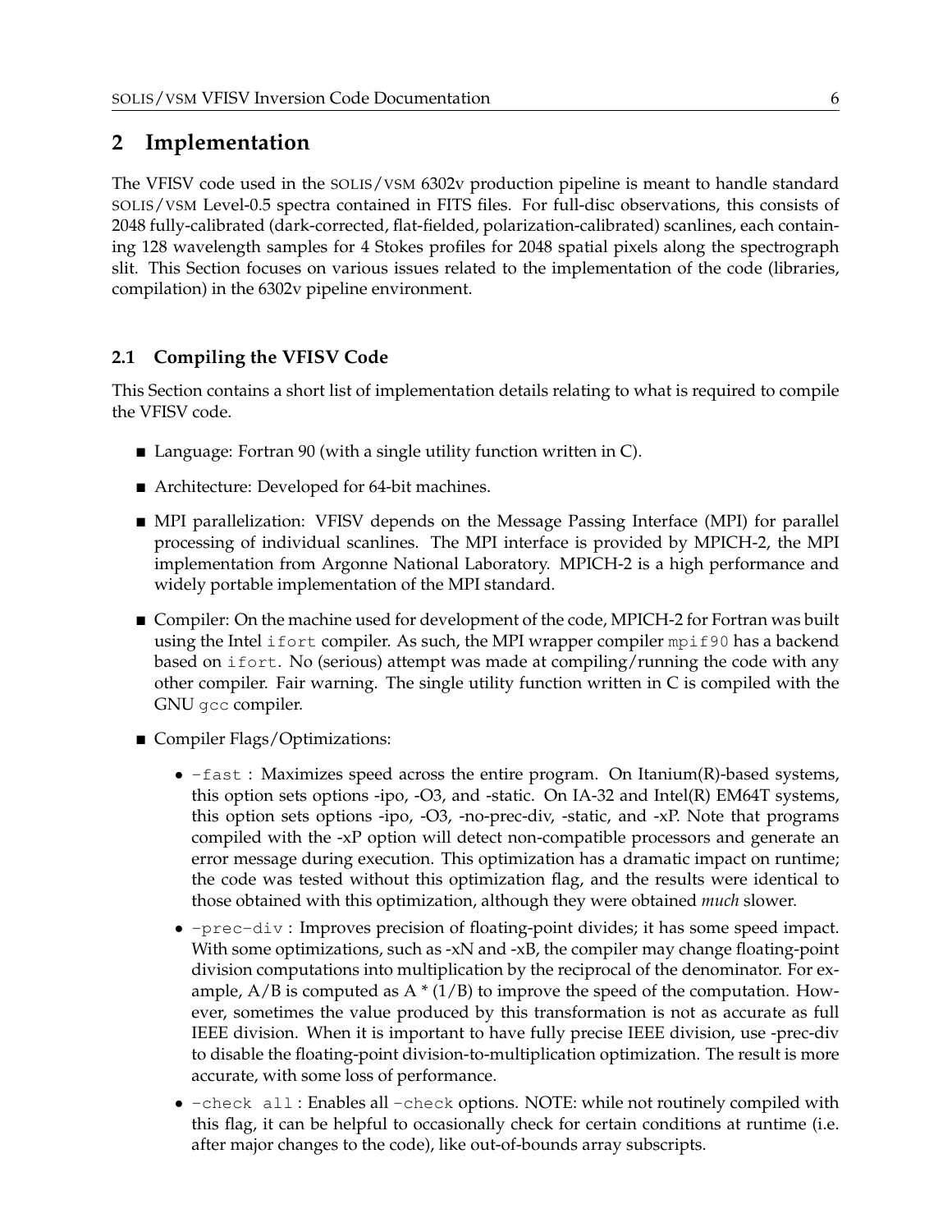## 2 Implementation

The VFISV code used in the SOLIS/VSM 6302v production pipeline is meant to handle standard SOLIS/VSM Level-0.5 spectra contained in FITS files. For full-disc observations, this consists of 2048 fully-calibrated (dark-corrected, flat-fielded, polarization-calibrated) scanlines, each containing 128 wavelength samples for 4 Stokes profiles for 2048 spatial pixels along the spectrograph slit. This Section focuses on various issues related to the implementation of the code (libraries, compilation) in the 6302v pipeline environment.

### 2.1 Compiling the VFISV Code

This Section contains a short list of implementation details relating to what is required to compile the VFISV code.

- Language: Fortran 90 (with a single utility function written in C).
- Architecture: Developed for 64-bit machines.
- MPI parallelization: VFISV depends on the Message Passing Interface (MPI) for parallel processing of individual scanlines. The MPI interface is provided by MPICH-2, the MPI implementation from Argonne National Laboratory. MPICH-2 is a high performance and widely portable implementation of the MPI standard.
- Compiler: On the machine used for development of the code, MPICH-2 for Fortran was built using the Intel `ifort` compiler. As such, the MPI wrapper compiler `mpif90` has a backend based on `ifort`. No (serious) attempt was made at compiling/running the code with any other compiler. Fair warning. The single utility function written in C is compiled with the GNU `gcc` compiler.
- Compiler Flags/Optimizations:
  - `-fast` : Maximizes speed across the entire program. On Itanium(R)-based systems, this option sets options -ipo, -O3, and -static. On IA-32 and Intel(R) EM64T systems, this option sets options -ipo, -O3, -no-prec-div, -static, and -xP. Note that programs compiled with the -xP option will detect non-compatible processors and generate an error message during execution. This optimization has a dramatic impact on runtime; the code was tested without this optimization flag, and the results were identical to those obtained with this optimization, although they were obtained *much* slower.
  - `-prec-div` : Improves precision of floating-point divides; it has some speed impact. With some optimizations, such as -xN and -xB, the compiler may change floating-point division computations into multiplication by the reciprocal of the denominator. For example, A/B is computed as A * (1/B) to improve the speed of the computation. However, sometimes the value produced by this transformation is not as accurate as full IEEE division. When it is important to have fully precise IEEE division, use -prec-div to disable the floating-point division-to-multiplication optimization. The result is more accurate, with some loss of performance.
  - `-check all` : Enables all `-check` options. NOTE: while not routinely compiled with this flag, it can be helpful to occasionally check for certain conditions at runtime (i.e. after major changes to the code), like out-of-bounds array subscripts.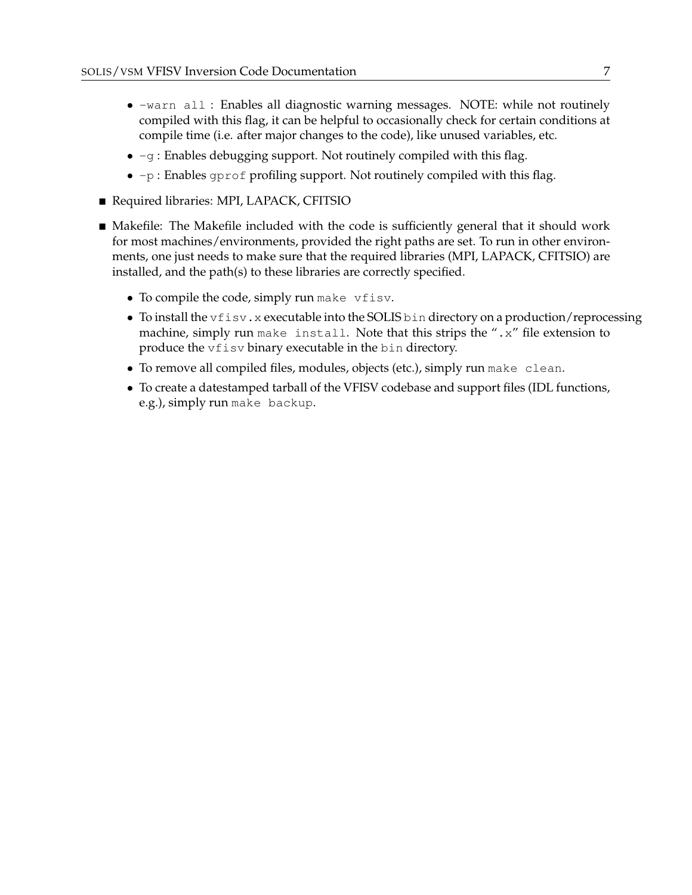- `-warn all` : Enables all diagnostic warning messages. NOTE: while not routinely compiled with this flag, it can be helpful to occasionally check for certain conditions at compile time (i.e. after major changes to the code), like unused variables, etc.
  - `-g` : Enables debugging support. Not routinely compiled with this flag.
  - `-p` : Enables `gprof` profiling support. Not routinely compiled with this flag.

- Required libraries: MPI, LAPACK, CFITSIO
- Makefile: The Makefile included with the code is sufficiently general that it should work for most machines/environments, provided the right paths are set. To run in other environments, one just needs to make sure that the required libraries (MPI, LAPACK, CFITSIO) are installed, and the path(s) to these libraries are correctly specified.
  - To compile the code, simply run `make vfisv`.
  - To install the `vfisv.x` executable into the SOLIS `bin` directory on a production/reprocessing machine, simply run `make install`. Note that this strips the "`.x`" file extension to produce the `vfisv` binary executable in the `bin` directory.
  - To remove all compiled files, modules, objects (etc.), simply run `make clean`.
  - To create a datestamped tarball of the VFISV codebase and support files (IDL functions, e.g.), simply run `make backup`.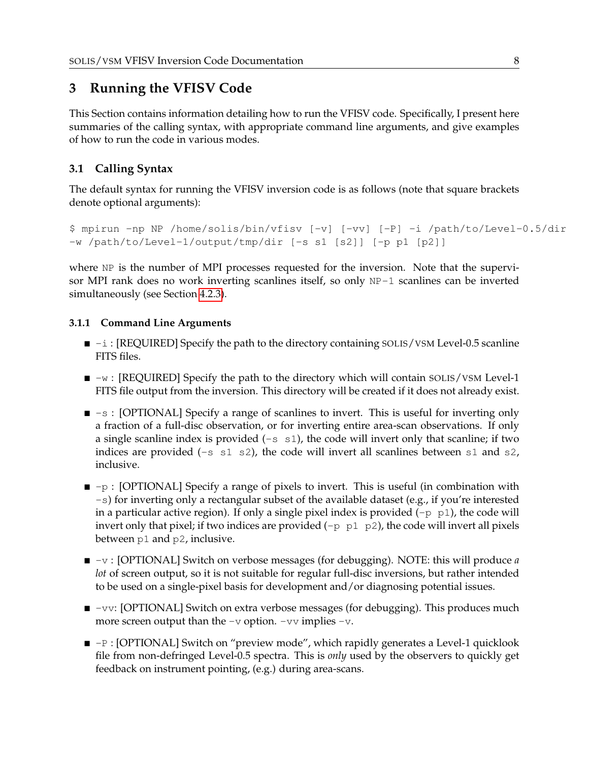## 3 Running the VFISV Code

This Section contains information detailing how to run the VFISV code. Specifically, I present here summaries of the calling syntax, with appropriate command line arguments, and give examples of how to run the code in various modes.

### 3.1 Calling Syntax

The default syntax for running the VFISV inversion code is as follows (note that square brackets denote optional arguments):

```
$ mpirun -np NP /home/solis/bin/vfisv [-v] [-vv] [-P] -i /path/to/Level-0.5/dir
-w /path/to/Level-1/output/tmp/dir [-s s1 [s2]] [-p p1 [p2]]
```

where `NP` is the number of MPI processes requested for the inversion. Note that the supervisor MPI rank does no work inverting scanlines itself, so only `NP-1` scanlines can be inverted simultaneously (see Section 4.2.3).

#### 3.1.1 Command Line Arguments

- `-i` : [REQUIRED] Specify the path to the directory containing SOLIS/VSM Level-0.5 scanline FITS files.
- `-w` : [REQUIRED] Specify the path to the directory which will contain SOLIS/VSM Level-1 FITS file output from the inversion. This directory will be created if it does not already exist.
- `-s` : [OPTIONAL] Specify a range of scanlines to invert. This is useful for inverting only a fraction of a full-disc observation, or for inverting entire area-scan observations. If only a single scanline index is provided (`-s s1`), the code will invert only that scanline; if two indices are provided (`-s s1 s2`), the code will invert all scanlines between `s1` and `s2`, inclusive.
- `-p` : [OPTIONAL] Specify a range of pixels to invert. This is useful (in combination with `-s`) for inverting only a rectangular subset of the available dataset (e.g., if you're interested in a particular active region). If only a single pixel index is provided (`-p p1`), the code will invert only that pixel; if two indices are provided (`-p p1 p2`), the code will invert all pixels between `p1` and `p2`, inclusive.
- `-v` : [OPTIONAL] Switch on verbose messages (for debugging). NOTE: this will produce *a lot* of screen output, so it is not suitable for regular full-disc inversions, but rather intended to be used on a single-pixel basis for development and/or diagnosing potential issues.
- `-vv`: [OPTIONAL] Switch on extra verbose messages (for debugging). This produces much more screen output than the `-v` option. `-vv` implies `-v`.
- `-P` : [OPTIONAL] Switch on "preview mode", which rapidly generates a Level-1 quicklook file from non-defringed Level-0.5 spectra. This is *only* used by the observers to quickly get feedback on instrument pointing, (e.g.) during area-scans.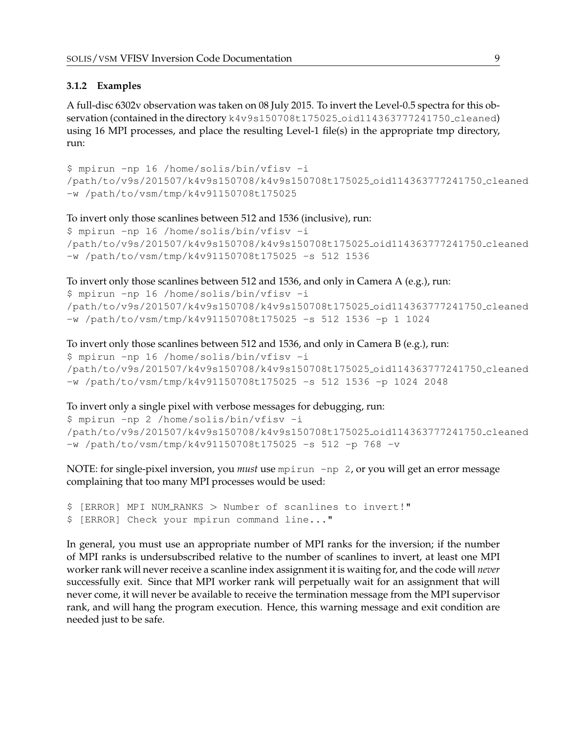### 3.1.2 Examples

A full-disc 6302v observation was taken on 08 July 2015. To invert the Level-0.5 spectra for this observation (contained in the directory `k4v9s150708t175025_oid114363777241750_cleaned`) using 16 MPI processes, and place the resulting Level-1 file(s) in the appropriate tmp directory, run:

```
$ mpirun -np 16 /home/solis/bin/vfisv -i
/path/to/v9s/201507/k4v9s150708/k4v9s150708t175025_oid114363777241750_cleaned
-w /path/to/vsm/tmp/k4v91150708t175025
```

To invert only those scanlines between 512 and 1536 (inclusive), run:

```
$ mpirun -np 16 /home/solis/bin/vfisv -i
/path/to/v9s/201507/k4v9s150708/k4v9s150708t175025_oid114363777241750_cleaned
-w /path/to/vsm/tmp/k4v91150708t175025 -s 512 1536
```

To invert only those scanlines between 512 and 1536, and only in Camera A (e.g.), run:

```
$ mpirun -np 16 /home/solis/bin/vfisv -i
/path/to/v9s/201507/k4v9s150708/k4v9s150708t175025_oid114363777241750_cleaned
-w /path/to/vsm/tmp/k4v91150708t175025 -s 512 1536 -p 1 1024
```

To invert only those scanlines between 512 and 1536, and only in Camera B (e.g.), run:

```
$ mpirun -np 16 /home/solis/bin/vfisv -i
/path/to/v9s/201507/k4v9s150708/k4v9s150708t175025_oid114363777241750_cleaned
-w /path/to/vsm/tmp/k4v91150708t175025 -s 512 1536 -p 1024 2048
```

To invert only a single pixel with verbose messages for debugging, run:

```
$ mpirun -np 2 /home/solis/bin/vfisv -i
/path/to/v9s/201507/k4v9s150708/k4v9s150708t175025_oid114363777241750_cleaned
-w /path/to/vsm/tmp/k4v91150708t175025 -s 512 -p 768 -v
```

NOTE: for single-pixel inversion, you *must* use `mpirun -np 2`, or you will get an error message complaining that too many MPI processes would be used:

```
$ [ERROR] MPI NUM_RANKS > Number of scanlines to invert!"
$ [ERROR] Check your mpirun command line..."
```

In general, you must use an appropriate number of MPI ranks for the inversion; if the number of MPI ranks is undersubscribed relative to the number of scanlines to invert, at least one MPI worker rank will never receive a scanline index assignment it is waiting for, and the code will *never* successfully exit. Since that MPI worker rank will perpetually wait for an assignment that will never come, it will never be available to receive the termination message from the MPI supervisor rank, and will hang the program execution. Hence, this warning message and exit condition are needed just to be safe.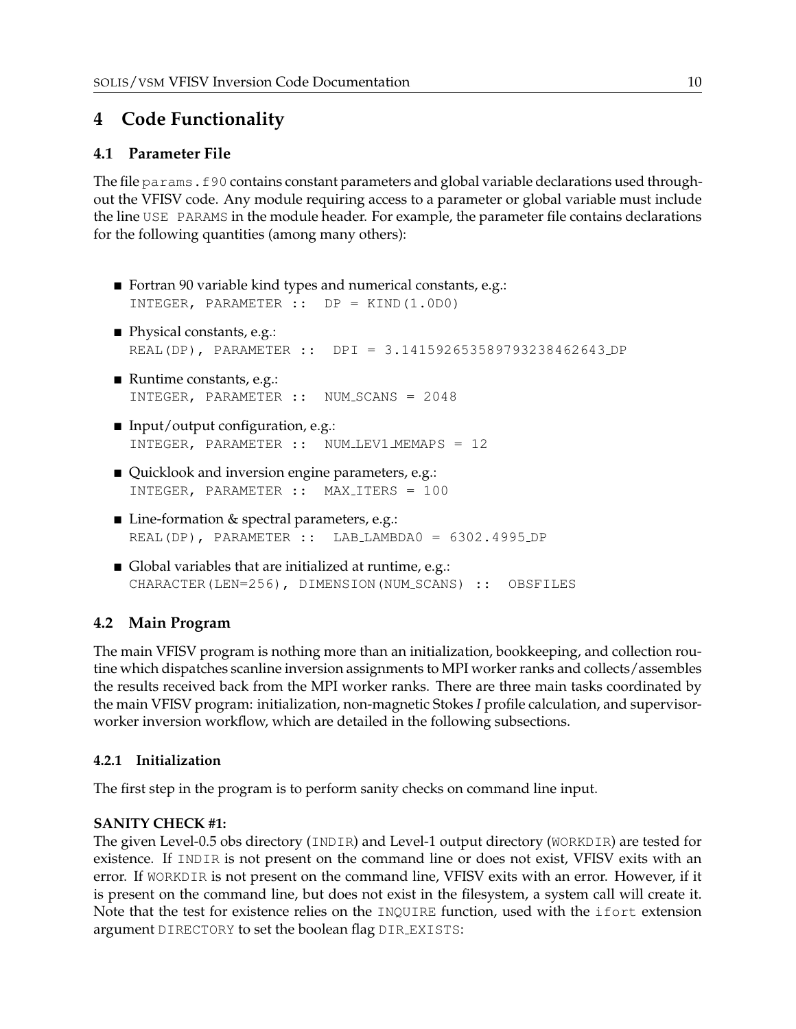## 4 Code Functionality

### 4.1 Parameter File

The file `params.f90` contains constant parameters and global variable declarations used throughout the VFISV code. Any module requiring access to a parameter or global variable must include the line `USE PARAMS` in the module header. For example, the parameter file contains declarations for the following quantities (among many others):

- Fortran 90 variable kind types and numerical constants, e.g.:
  `INTEGER, PARAMETER :: DP = KIND(1.0D0)`
- Physical constants, e.g.:
  `REAL(DP), PARAMETER :: DPI = 3.14159265358979323846264​3_DP`
- Runtime constants, e.g.:
  `INTEGER, PARAMETER :: NUM_SCANS = 2048`
- Input/output configuration, e.g.:
  `INTEGER, PARAMETER :: NUM_LEV1_MEMAPS = 12`
- Quicklook and inversion engine parameters, e.g.:
  `INTEGER, PARAMETER :: MAX_ITERS = 100`
- Line-formation & spectral parameters, e.g.:
  `REAL(DP), PARAMETER :: LAB_LAMBDA0 = 6302.4995_DP`
- Global variables that are initialized at runtime, e.g.:
  `CHARACTER(LEN=256), DIMENSION(NUM_SCANS) :: OBSFILES`

### 4.2 Main Program

The main VFISV program is nothing more than an initialization, bookkeeping, and collection routine which dispatches scanline inversion assignments to MPI worker ranks and collects/assembles the results received back from the MPI worker ranks. There are three main tasks coordinated by the main VFISV program: initialization, non-magnetic Stokes *I* profile calculation, and supervisor-worker inversion workflow, which are detailed in the following subsections.

#### 4.2.1 Initialization

The first step in the program is to perform sanity checks on command line input.

**SANITY CHECK #1:**
The given Level-0.5 obs directory (`INDIR`) and Level-1 output directory (`WORKDIR`) are tested for existence. If `INDIR` is not present on the command line or does not exist, VFISV exits with an error. If `WORKDIR` is not present on the command line, VFISV exits with an error. However, if it is present on the command line, but does not exist in the filesystem, a system call will create it. Note that the test for existence relies on the `INQUIRE` function, used with the `ifort` extension argument `DIRECTORY` to set the boolean flag `DIR_EXISTS`: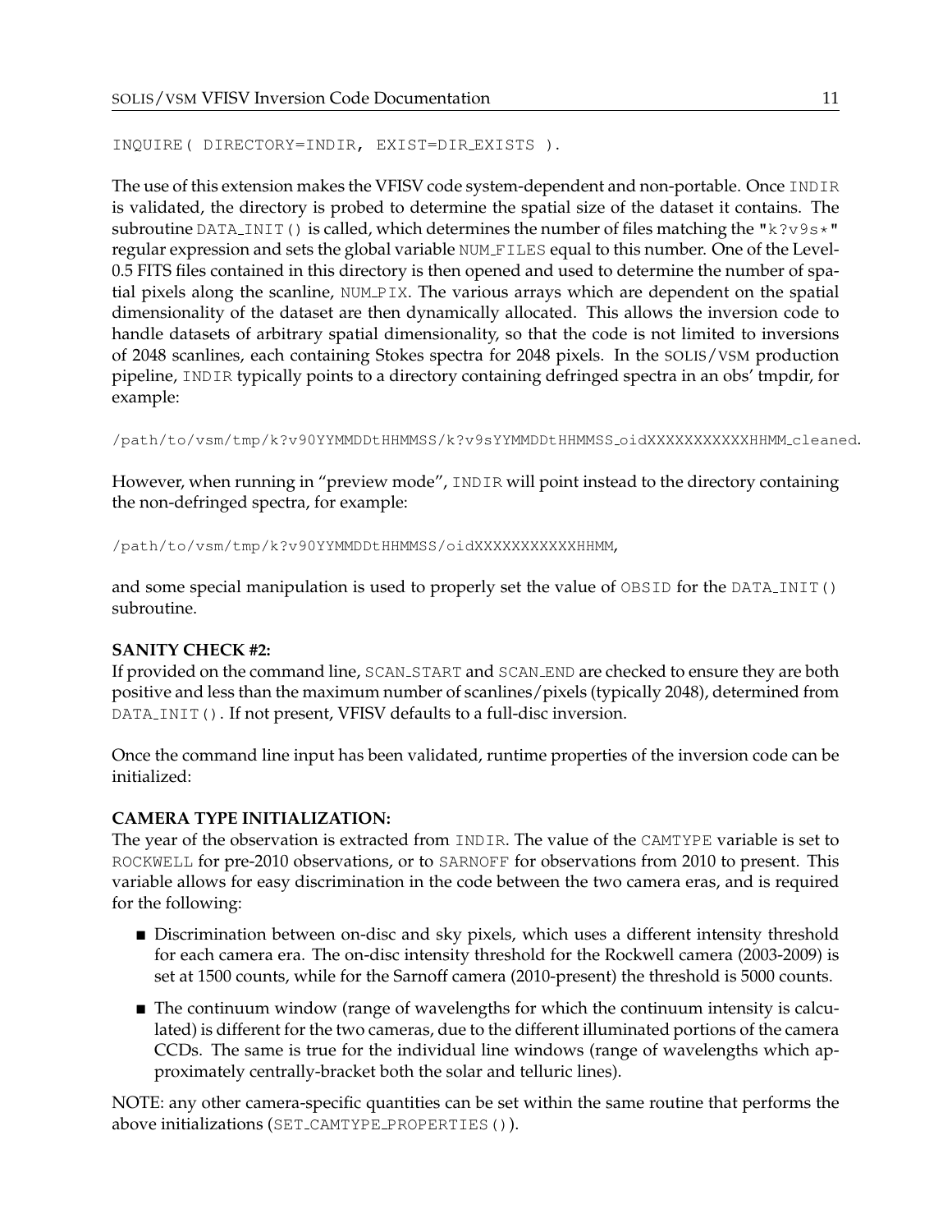```
INQUIRE( DIRECTORY=INDIR, EXIST=DIR_EXISTS ).
```

The use of this extension makes the VFISV code system-dependent and non-portable. Once `INDIR` is validated, the directory is probed to determine the spatial size of the dataset it contains. The subroutine `DATA_INIT()` is called, which determines the number of files matching the `"k?v9s*"` regular expression and sets the global variable `NUM_FILES` equal to this number. One of the Level-0.5 FITS files contained in this directory is then opened and used to determine the number of spatial pixels along the scanline, `NUM_PIX`. The various arrays which are dependent on the spatial dimensionality of the dataset are then dynamically allocated. This allows the inversion code to handle datasets of arbitrary spatial dimensionality, so that the code is not limited to inversions of 2048 scanlines, each containing Stokes spectra for 2048 pixels. In the SOLIS/VSM production pipeline, `INDIR` typically points to a directory containing defringed spectra in an obs' tmpdir, for example:

`/path/to/vsm/tmp/k?v90YYMMDDtHHMMSS/k?v9sYYMMDDtHHMMSS_oidXXXXXXXXXXXHHMM_cleaned`.

However, when running in "preview mode", `INDIR` will point instead to the directory containing the non-defringed spectra, for example:

`/path/to/vsm/tmp/k?v90YYMMDDtHHMMSS/oidXXXXXXXXXXXHHMM`,

and some special manipulation is used to properly set the value of `OBSID` for the `DATA_INIT()` subroutine.

**SANITY CHECK #2:**
If provided on the command line, `SCAN_START` and `SCAN_END` are checked to ensure they are both positive and less than the maximum number of scanlines/pixels (typically 2048), determined from `DATA_INIT()`. If not present, VFISV defaults to a full-disc inversion.

Once the command line input has been validated, runtime properties of the inversion code can be initialized:

**CAMERA TYPE INITIALIZATION:**
The year of the observation is extracted from `INDIR`. The value of the `CAMTYPE` variable is set to `ROCKWELL` for pre-2010 observations, or to `SARNOFF` for observations from 2010 to present. This variable allows for easy discrimination in the code between the two camera eras, and is required for the following:

- Discrimination between on-disc and sky pixels, which uses a different intensity threshold for each camera era. The on-disc intensity threshold for the Rockwell camera (2003-2009) is set at 1500 counts, while for the Sarnoff camera (2010-present) the threshold is 5000 counts.
- The continuum window (range of wavelengths for which the continuum intensity is calculated) is different for the two cameras, due to the different illuminated portions of the camera CCDs. The same is true for the individual line windows (range of wavelengths which approximately centrally-bracket both the solar and telluric lines).

NOTE: any other camera-specific quantities can be set within the same routine that performs the above initializations (`SET_CAMTYPE_PROPERTIES()`).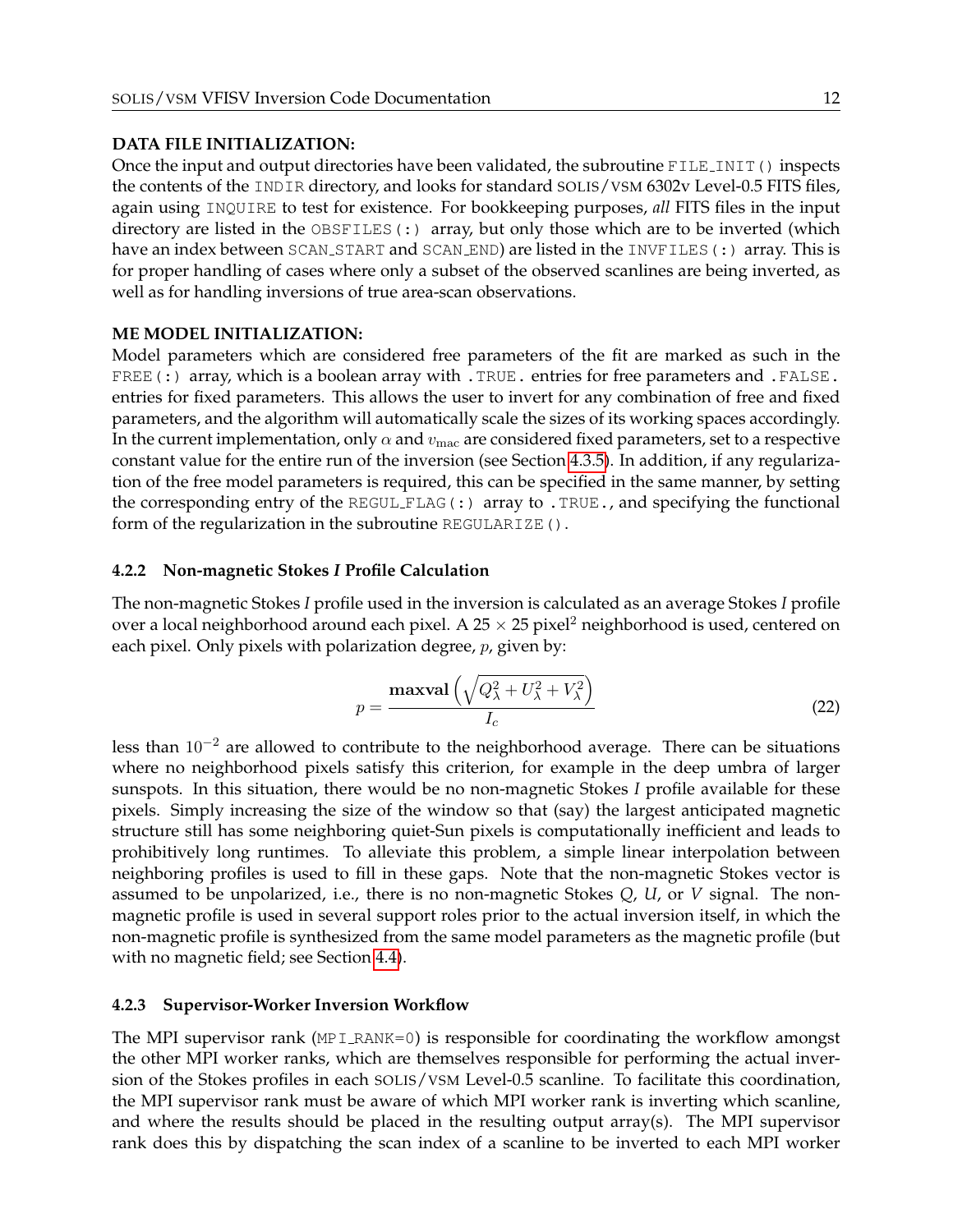**DATA FILE INITIALIZATION:**
Once the input and output directories have been validated, the subroutine `FILE_INIT()` inspects the contents of the `INDIR` directory, and looks for standard SOLIS/VSM 6302v Level-0.5 FITS files, again using `INQUIRE` to test for existence. For bookkeeping purposes, *all* FITS files in the input directory are listed in the `OBSFILES(:)` array, but only those which are to be inverted (which have an index between `SCAN_START` and `SCAN_END`) are listed in the `INVFILES(:)` array. This is for proper handling of cases where only a subset of the observed scanlines are being inverted, as well as for handling inversions of true area-scan observations.

**ME MODEL INITIALIZATION:**
Model parameters which are considered free parameters of the fit are marked as such in the `FREE(:)` array, which is a boolean array with `.TRUE.` entries for free parameters and `.FALSE.` entries for fixed parameters. This allows the user to invert for any combination of free and fixed parameters, and the algorithm will automatically scale the sizes of its working spaces accordingly. In the current implementation, only $\alpha$ and $v_{\mathrm{mac}}$ are considered fixed parameters, set to a respective constant value for the entire run of the inversion (see Section 4.3.5). In addition, if any regularization of the free model parameters is required, this can be specified in the same manner, by setting the corresponding entry of the `REGUL_FLAG(:)` array to `.TRUE.`, and specifying the functional form of the regularization in the subroutine `REGULARIZE()`.

### 4.2.2 Non-magnetic Stokes *I* Profile Calculation

The non-magnetic Stokes *I* profile used in the inversion is calculated as an average Stokes *I* profile over a local neighborhood around each pixel. A $25 \times 25$ pixel$^2$ neighborhood is used, centered on each pixel. Only pixels with polarization degree, $p$, given by:

$$p = \frac{\mathbf{maxval}\left(\sqrt{Q_\lambda^2 + U_\lambda^2 + V_\lambda^2}\right)}{I_c} \tag{22}$$

less than $10^{-2}$ are allowed to contribute to the neighborhood average. There can be situations where no neighborhood pixels satisfy this criterion, for example in the deep umbra of larger sunspots. In this situation, there would be no non-magnetic Stokes *I* profile available for these pixels. Simply increasing the size of the window so that (say) the largest anticipated magnetic structure still has some neighboring quiet-Sun pixels is computationally inefficient and leads to prohibitively long runtimes. To alleviate this problem, a simple linear interpolation between neighboring profiles is used to fill in these gaps. Note that the non-magnetic Stokes vector is assumed to be unpolarized, i.e., there is no non-magnetic Stokes *Q*, *U*, or *V* signal. The non-magnetic profile is used in several support roles prior to the actual inversion itself, in which the non-magnetic profile is synthesized from the same model parameters as the magnetic profile (but with no magnetic field; see Section 4.4).

### 4.2.3 Supervisor-Worker Inversion Workflow

The MPI supervisor rank (`MPI_RANK=0`) is responsible for coordinating the workflow amongst the other MPI worker ranks, which are themselves responsible for performing the actual inversion of the Stokes profiles in each SOLIS/VSM Level-0.5 scanline. To facilitate this coordination, the MPI supervisor rank must be aware of which MPI worker rank is inverting which scanline, and where the results should be placed in the resulting output array(s). The MPI supervisor rank does this by dispatching the scan index of a scanline to be inverted to each MPI worker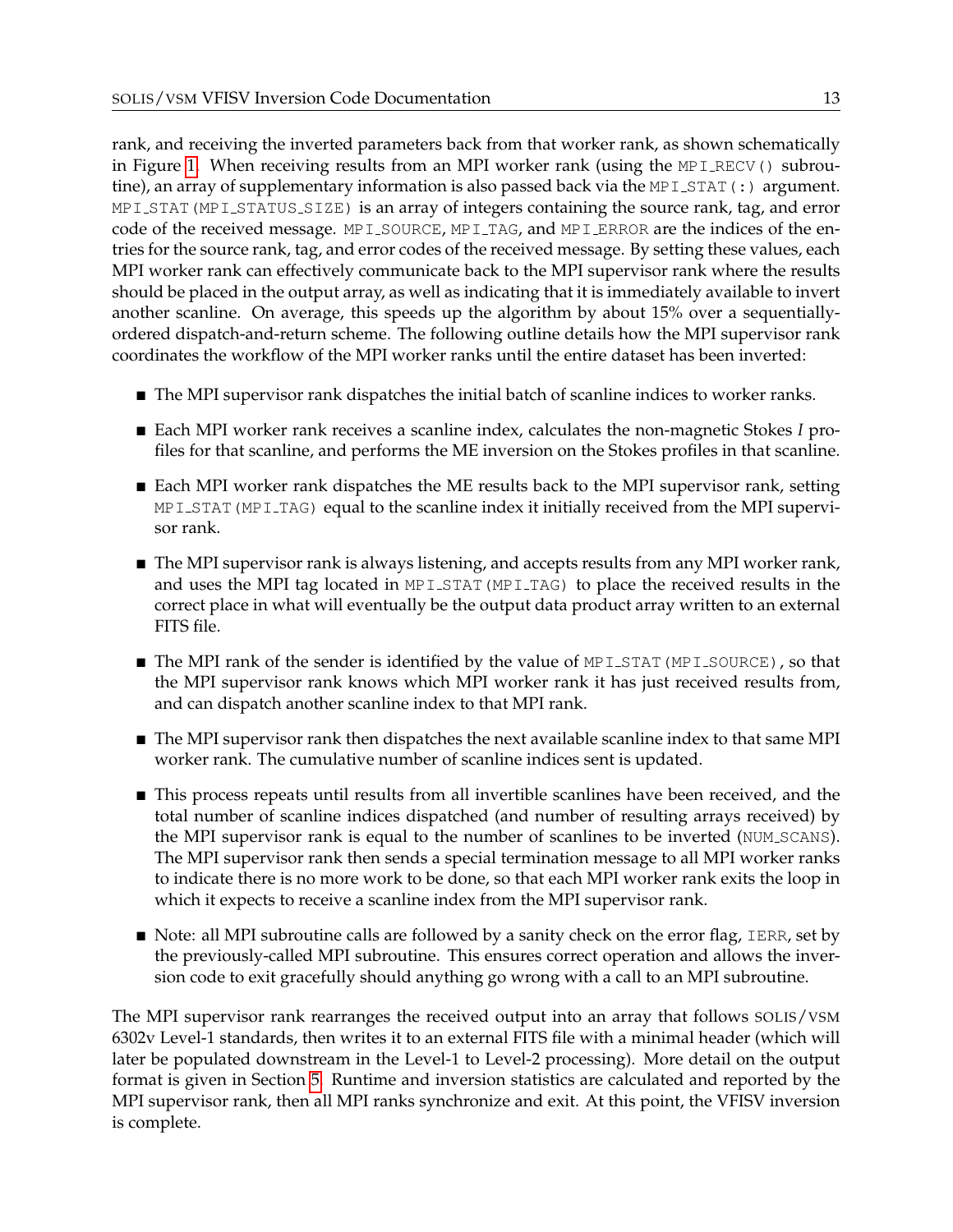rank, and receiving the inverted parameters back from that worker rank, as shown schematically in Figure 1. When receiving results from an MPI worker rank (using the `MPI_RECV()` subroutine), an array of supplementary information is also passed back via the `MPI_STAT(:)` argument. `MPI_STAT(MPI_STATUS_SIZE)` is an array of integers containing the source rank, tag, and error code of the received message. `MPI_SOURCE`, `MPI_TAG`, and `MPI_ERROR` are the indices of the entries for the source rank, tag, and error codes of the received message. By setting these values, each MPI worker rank can effectively communicate back to the MPI supervisor rank where the results should be placed in the output array, as well as indicating that it is immediately available to invert another scanline. On average, this speeds up the algorithm by about 15% over a sequentially-ordered dispatch-and-return scheme. The following outline details how the MPI supervisor rank coordinates the workflow of the MPI worker ranks until the entire dataset has been inverted:

- The MPI supervisor rank dispatches the initial batch of scanline indices to worker ranks.
- Each MPI worker rank receives a scanline index, calculates the non-magnetic Stokes *I* profiles for that scanline, and performs the ME inversion on the Stokes profiles in that scanline.
- Each MPI worker rank dispatches the ME results back to the MPI supervisor rank, setting `MPI_STAT(MPI_TAG)` equal to the scanline index it initially received from the MPI supervisor rank.
- The MPI supervisor rank is always listening, and accepts results from any MPI worker rank, and uses the MPI tag located in `MPI_STAT(MPI_TAG)` to place the received results in the correct place in what will eventually be the output data product array written to an external FITS file.
- The MPI rank of the sender is identified by the value of `MPI_STAT(MPI_SOURCE)`, so that the MPI supervisor rank knows which MPI worker rank it has just received results from, and can dispatch another scanline index to that MPI rank.
- The MPI supervisor rank then dispatches the next available scanline index to that same MPI worker rank. The cumulative number of scanline indices sent is updated.
- This process repeats until results from all invertible scanlines have been received, and the total number of scanline indices dispatched (and number of resulting arrays received) by the MPI supervisor rank is equal to the number of scanlines to be inverted (`NUM_SCANS`). The MPI supervisor rank then sends a special termination message to all MPI worker ranks to indicate there is no more work to be done, so that each MPI worker rank exits the loop in which it expects to receive a scanline index from the MPI supervisor rank.
- Note: all MPI subroutine calls are followed by a sanity check on the error flag, `IERR`, set by the previously-called MPI subroutine. This ensures correct operation and allows the inversion code to exit gracefully should anything go wrong with a call to an MPI subroutine.

The MPI supervisor rank rearranges the received output into an array that follows SOLIS/VSM 6302v Level-1 standards, then writes it to an external FITS file with a minimal header (which will later be populated downstream in the Level-1 to Level-2 processing). More detail on the output format is given in Section 5. Runtime and inversion statistics are calculated and reported by the MPI supervisor rank, then all MPI ranks synchronize and exit. At this point, the VFISV inversion is complete.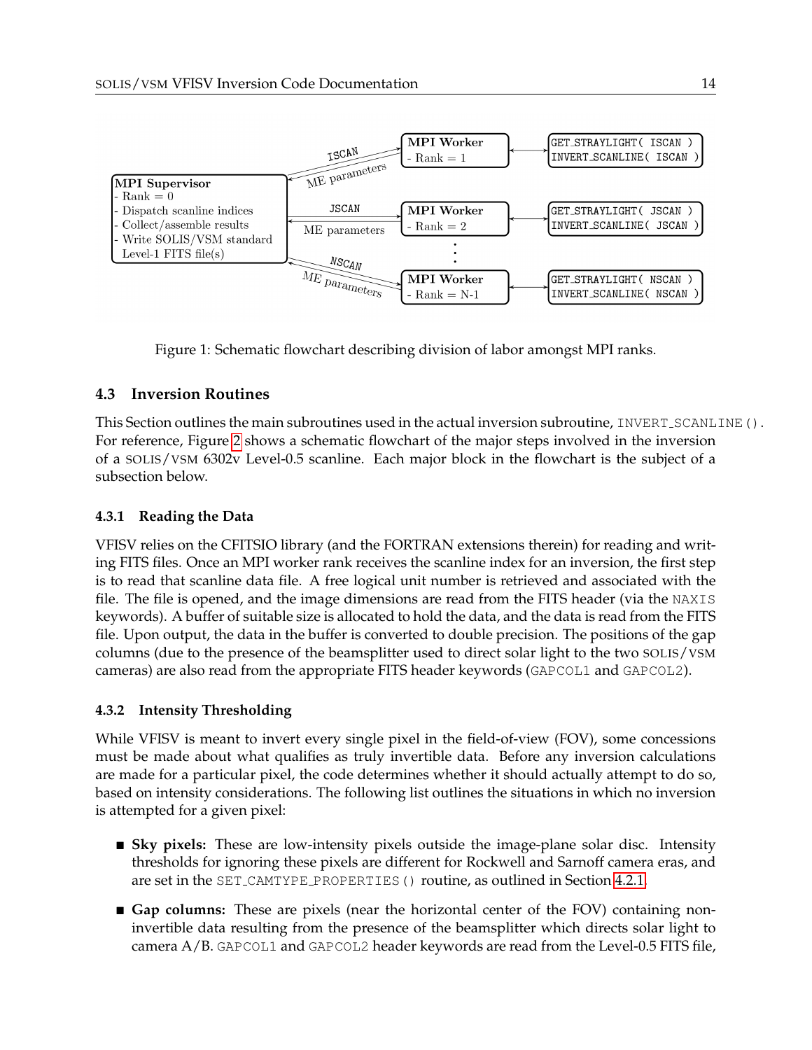Figure 1: Schematic flowchart describing division of labor amongst MPI ranks.

### 4.3 Inversion Routines

This Section outlines the main subroutines used in the actual inversion subroutine, `INVERT_SCANLINE()`. For reference, Figure 2 shows a schematic flowchart of the major steps involved in the inversion of a SOLIS/VSM 6302v Level-0.5 scanline. Each major block in the flowchart is the subject of a subsection below.

#### 4.3.1 Reading the Data

VFISV relies on the CFITSIO library (and the FORTRAN extensions therein) for reading and writing FITS files. Once an MPI worker rank receives the scanline index for an inversion, the first step is to read that scanline data file. A free logical unit number is retrieved and associated with the file. The file is opened, and the image dimensions are read from the FITS header (via the `NAXIS` keywords). A buffer of suitable size is allocated to hold the data, and the data is read from the FITS file. Upon output, the data in the buffer is converted to double precision. The positions of the gap columns (due to the presence of the beamsplitter used to direct solar light to the two SOLIS/VSM cameras) are also read from the appropriate FITS header keywords (`GAPCOL1` and `GAPCOL2`).

#### 4.3.2 Intensity Thresholding

While VFISV is meant to invert every single pixel in the field-of-view (FOV), some concessions must be made about what qualifies as truly invertible data. Before any inversion calculations are made for a particular pixel, the code determines whether it should actually attempt to do so, based on intensity considerations. The following list outlines the situations in which no inversion is attempted for a given pixel:

- **Sky pixels:** These are low-intensity pixels outside the image-plane solar disc. Intensity thresholds for ignoring these pixels are different for Rockwell and Sarnoff camera eras, and are set in the `SET_CAMTYPE_PROPERTIES()` routine, as outlined in Section 4.2.1.
- **Gap columns:** These are pixels (near the horizontal center of the FOV) containing non-invertible data resulting from the presence of the beamsplitter which directs solar light to camera A/B. `GAPCOL1` and `GAPCOL2` header keywords are read from the Level-0.5 FITS file,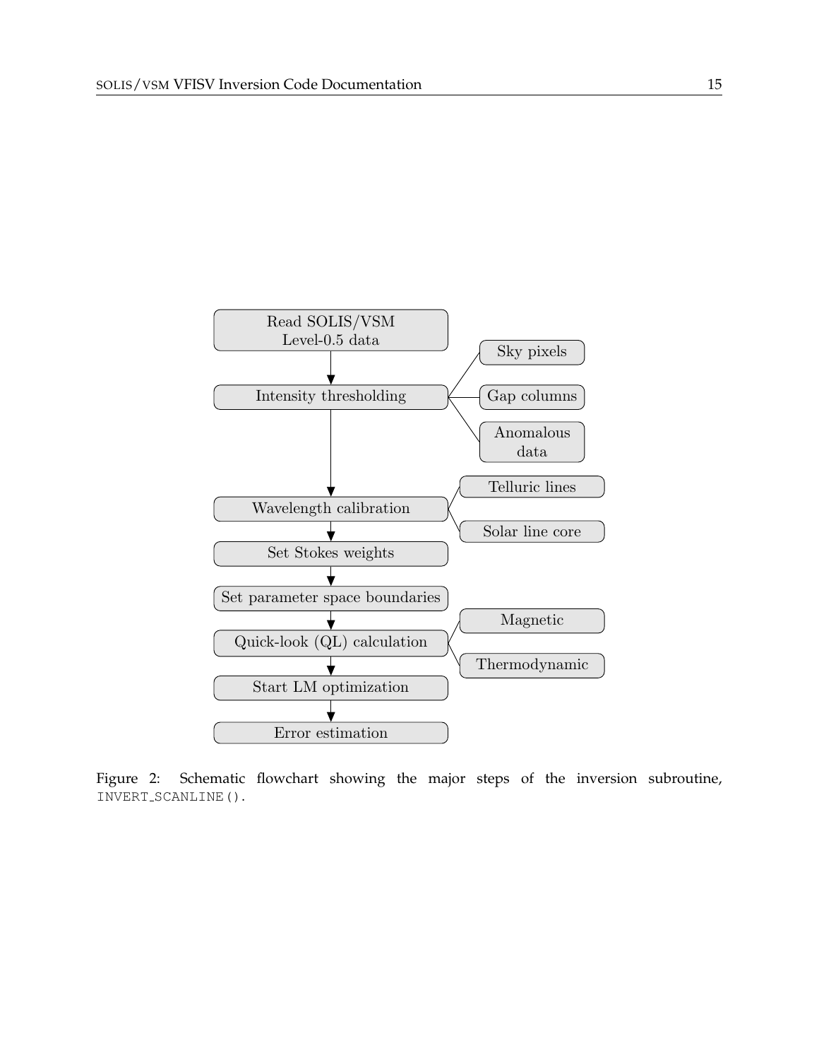- Read SOLIS/VSM Level-0.5 data
- Intensity thresholding
  - Sky pixels
  - Gap columns
  - Anomalous data
- Wavelength calibration
  - Telluric lines
  - Solar line core
- Set Stokes weights
- Set parameter space boundaries
- Quick-look (QL) calculation
  - Magnetic
  - Thermodynamic
- Start LM optimization
- Error estimation

Figure 2: Schematic flowchart showing the major steps of the inversion subroutine, `INVERT_SCANLINE()`.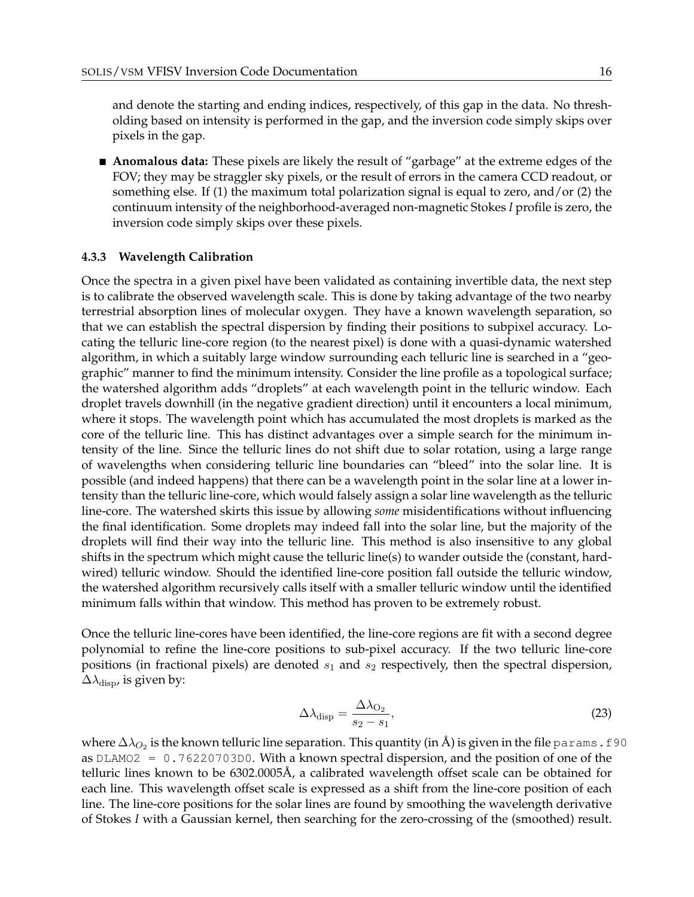and denote the starting and ending indices, respectively, of this gap in the data. No thresholding based on intensity is performed in the gap, and the inversion code simply skips over pixels in the gap.

- **Anomalous data:** These pixels are likely the result of "garbage" at the extreme edges of the FOV; they may be straggler sky pixels, or the result of errors in the camera CCD readout, or something else. If (1) the maximum total polarization signal is equal to zero, and/or (2) the continuum intensity of the neighborhood-averaged non-magnetic Stokes *I* profile is zero, the inversion code simply skips over these pixels.

#### 4.3.3 Wavelength Calibration

Once the spectra in a given pixel have been validated as containing invertible data, the next step is to calibrate the observed wavelength scale. This is done by taking advantage of the two nearby terrestrial absorption lines of molecular oxygen. They have a known wavelength separation, so that we can establish the spectral dispersion by finding their positions to subpixel accuracy. Locating the telluric line-core region (to the nearest pixel) is done with a quasi-dynamic watershed algorithm, in which a suitably large window surrounding each telluric line is searched in a "geographic" manner to find the minimum intensity. Consider the line profile as a topological surface; the watershed algorithm adds "droplets" at each wavelength point in the telluric window. Each droplet travels downhill (in the negative gradient direction) until it encounters a local minimum, where it stops. The wavelength point which has accumulated the most droplets is marked as the core of the telluric line. This has distinct advantages over a simple search for the minimum intensity of the line. Since the telluric lines do not shift due to solar rotation, using a large range of wavelengths when considering telluric line boundaries can "bleed" into the solar line. It is possible (and indeed happens) that there can be a wavelength point in the solar line at a lower intensity than the telluric line-core, which would falsely assign a solar line wavelength as the telluric line-core. The watershed skirts this issue by allowing *some* misidentifications without influencing the final identification. Some droplets may indeed fall into the solar line, but the majority of the droplets will find their way into the telluric line. This method is also insensitive to any global shifts in the spectrum which might cause the telluric line(s) to wander outside the (constant, hard-wired) telluric window. Should the identified line-core position fall outside the telluric window, the watershed algorithm recursively calls itself with a smaller telluric window until the identified minimum falls within that window. This method has proven to be extremely robust.

Once the telluric line-cores have been identified, the line-core regions are fit with a second degree polynomial to refine the line-core positions to sub-pixel accuracy. If the two telluric line-core positions (in fractional pixels) are denoted $s_1$ and $s_2$ respectively, then the spectral dispersion, $\Delta\lambda_{\rm disp}$, is given by:

$$\Delta\lambda_{\rm disp} = \frac{\Delta\lambda_{\rm O_2}}{s_2 - s_1}, \tag{23}$$

where $\Delta\lambda_{O_2}$ is the known telluric line separation. This quantity (in Å) is given in the file `params.f90` as `DLAMO2 = 0.76220703D0`. With a known spectral dispersion, and the position of one of the telluric lines known to be 6302.0005Å, a calibrated wavelength offset scale can be obtained for each line. This wavelength offset scale is expressed as a shift from the line-core position of each line. The line-core positions for the solar lines are found by smoothing the wavelength derivative of Stokes *I* with a Gaussian kernel, then searching for the zero-crossing of the (smoothed) result.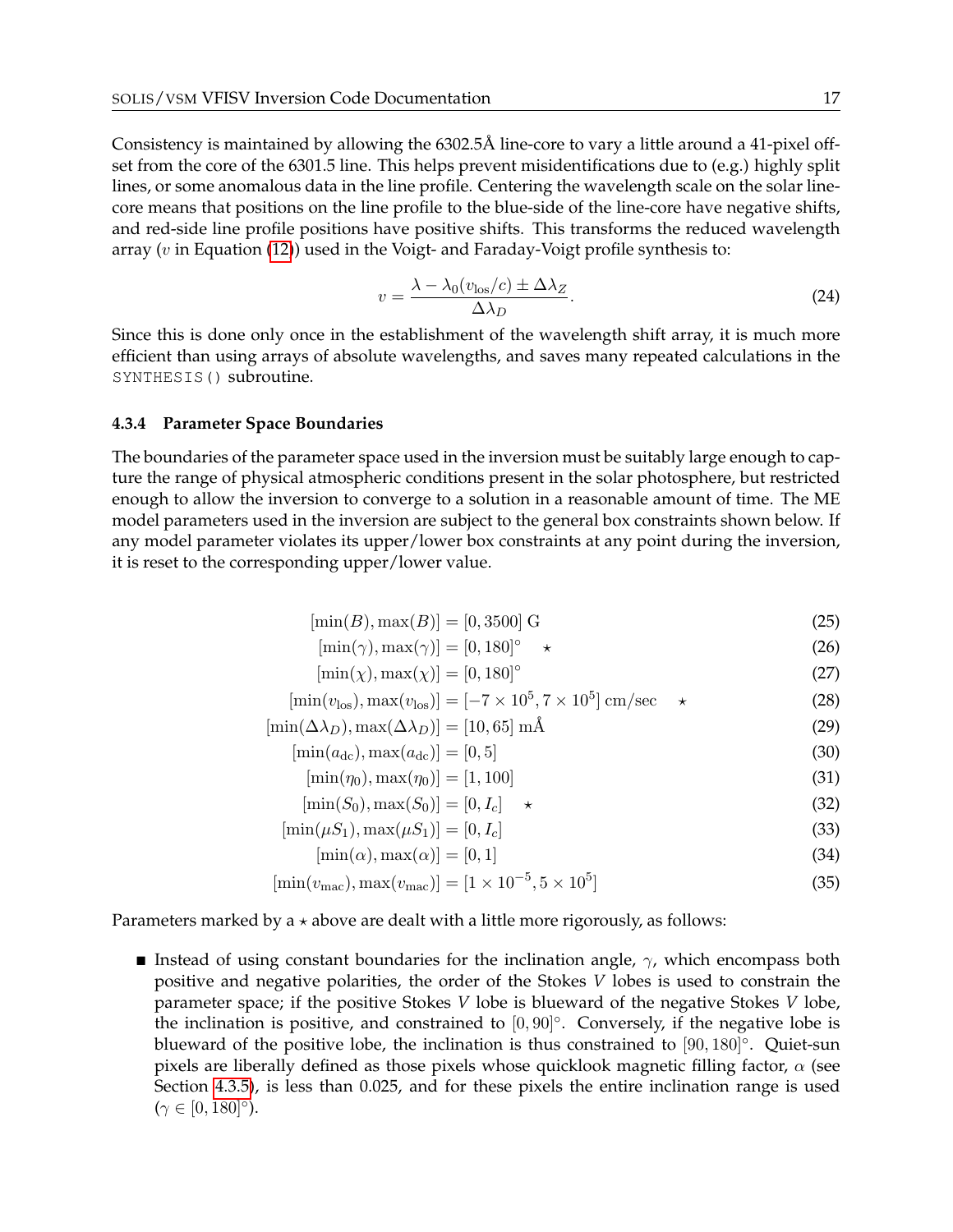Consistency is maintained by allowing the 6302.5Å line-core to vary a little around a 41-pixel offset from the core of the 6301.5 line. This helps prevent misidentifications due to (e.g.) highly split lines, or some anomalous data in the line profile. Centering the wavelength scale on the solar line-core means that positions on the line profile to the blue-side of the line-core have negative shifts, and red-side line profile positions have positive shifts. This transforms the reduced wavelength array ($v$ in Equation (12)) used in the Voigt- and Faraday-Voigt profile synthesis to:

$$v = \frac{\lambda - \lambda_0(v_{\text{los}}/c) \pm \Delta\lambda_Z}{\Delta\lambda_D}. \tag{24}$$

Since this is done only once in the establishment of the wavelength shift array, it is much more efficient than using arrays of absolute wavelengths, and saves many repeated calculations in the `SYNTHESIS()` subroutine.

#### 4.3.4 Parameter Space Boundaries

The boundaries of the parameter space used in the inversion must be suitably large enough to capture the range of physical atmospheric conditions present in the solar photosphere, but restricted enough to allow the inversion to converge to a solution in a reasonable amount of time. The ME model parameters used in the inversion are subject to the general box constraints shown below. If any model parameter violates its upper/lower box constraints at any point during the inversion, it is reset to the corresponding upper/lower value.

$$[\min(B), \max(B)] = [0, 3500] \text{ G} \tag{25}$$

$$[\min(\gamma), \max(\gamma)] = [0, 180]^\circ \quad \star \tag{26}$$

$$[\min(\chi), \max(\chi)] = [0, 180]^\circ \tag{27}$$

$$[\min(v_{\text{los}}), \max(v_{\text{los}})] = [-7 \times 10^5, 7 \times 10^5] \text{ cm/sec} \quad \star \tag{28}$$

$$[\min(\Delta\lambda_D), \max(\Delta\lambda_D)] = [10, 65] \text{ mÅ} \tag{29}$$

$$[\min(a_{\text{dc}}), \max(a_{\text{dc}})] = [0, 5] \tag{30}$$

$$[\min(\eta_0), \max(\eta_0)] = [1, 100] \tag{31}$$

$$[\min(S_0), \max(S_0)] = [0, I_c] \quad \star \tag{32}$$

$$[\min(\mu S_1), \max(\mu S_1)] = [0, I_c] \tag{33}$$

$$[\min(\alpha), \max(\alpha)] = [0, 1] \tag{34}$$

$$[\min(v_{\text{mac}}), \max(v_{\text{mac}})] = [1 \times 10^{-5}, 5 \times 10^5] \tag{35}$$

Parameters marked by a $\star$ above are dealt with a little more rigorously, as follows:

- Instead of using constant boundaries for the inclination angle, $\gamma$, which encompass both positive and negative polarities, the order of the Stokes $V$ lobes is used to constrain the parameter space; if the positive Stokes $V$ lobe is blueward of the negative Stokes $V$ lobe, the inclination is positive, and constrained to $[0, 90]^\circ$. Conversely, if the negative lobe is blueward of the positive lobe, the inclination is thus constrained to $[90, 180]^\circ$. Quiet-sun pixels are liberally defined as those pixels whose quicklook magnetic filling factor, $\alpha$ (see Section 4.3.5), is less than 0.025, and for these pixels the entire inclination range is used ($\gamma \in [0, 180]^\circ$).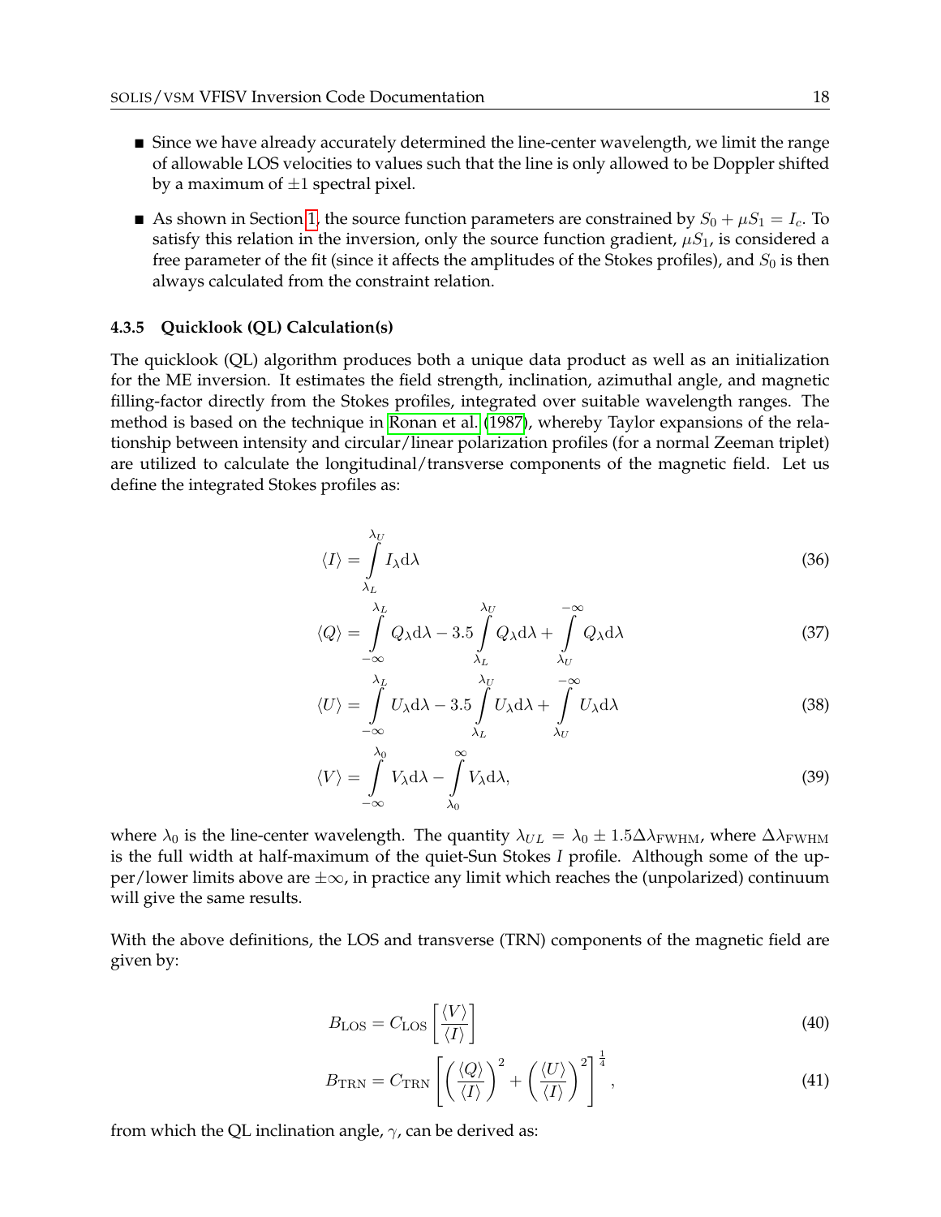- Since we have already accurately determined the line-center wavelength, we limit the range of allowable LOS velocities to values such that the line is only allowed to be Doppler shifted by a maximum of $\pm 1$ spectral pixel.
- As shown in Section 1, the source function parameters are constrained by $S_0 + \mu S_1 = I_c$. To satisfy this relation in the inversion, only the source function gradient, $\mu S_1$, is considered a free parameter of the fit (since it affects the amplitudes of the Stokes profiles), and $S_0$ is then always calculated from the constraint relation.

#### 4.3.5 Quicklook (QL) Calculation(s)

The quicklook (QL) algorithm produces both a unique data product as well as an initialization for the ME inversion. It estimates the field strength, inclination, azimuthal angle, and magnetic filling-factor directly from the Stokes profiles, integrated over suitable wavelength ranges. The method is based on the technique in Ronan et al. (1987), whereby Taylor expansions of the relationship between intensity and circular/linear polarization profiles (for a normal Zeeman triplet) are utilized to calculate the longitudinal/transverse components of the magnetic field. Let us define the integrated Stokes profiles as:

$$\langle I \rangle = \int_{\lambda_L}^{\lambda_U} I_\lambda \mathrm{d}\lambda \tag{36}$$

$$\langle Q \rangle = \int_{-\infty}^{\lambda_L} Q_\lambda \mathrm{d}\lambda - 3.5 \int_{\lambda_L}^{\lambda_U} Q_\lambda \mathrm{d}\lambda + \int_{\lambda_U}^{-\infty} Q_\lambda \mathrm{d}\lambda \tag{37}$$

$$\langle U \rangle = \int_{-\infty}^{\lambda_L} U_\lambda \mathrm{d}\lambda - 3.5 \int_{\lambda_L}^{\lambda_U} U_\lambda \mathrm{d}\lambda + \int_{\lambda_U}^{-\infty} U_\lambda \mathrm{d}\lambda \tag{38}$$

$$\langle V \rangle = \int_{-\infty}^{\lambda_0} V_\lambda \mathrm{d}\lambda - \int_{\lambda_0}^{\infty} V_\lambda \mathrm{d}\lambda, \tag{39}$$

where $\lambda_0$ is the line-center wavelength. The quantity $\lambda_{UL} = \lambda_0 \pm 1.5\Delta\lambda_{\mathrm{FWHM}}$, where $\Delta\lambda_{\mathrm{FWHM}}$ is the full width at half-maximum of the quiet-Sun Stokes *I* profile. Although some of the upper/lower limits above are $\pm\infty$, in practice any limit which reaches the (unpolarized) continuum will give the same results.

With the above definitions, the LOS and transverse (TRN) components of the magnetic field are given by:

$$B_{\mathrm{LOS}} = C_{\mathrm{LOS}} \left[ \frac{\langle V \rangle}{\langle I \rangle} \right] \tag{40}$$

$$B_{\mathrm{TRN}} = C_{\mathrm{TRN}} \left[ \left( \frac{\langle Q \rangle}{\langle I \rangle} \right)^2 + \left( \frac{\langle U \rangle}{\langle I \rangle} \right)^2 \right]^{\frac{1}{4}}, \tag{41}$$

from which the QL inclination angle, $\gamma$, can be derived as: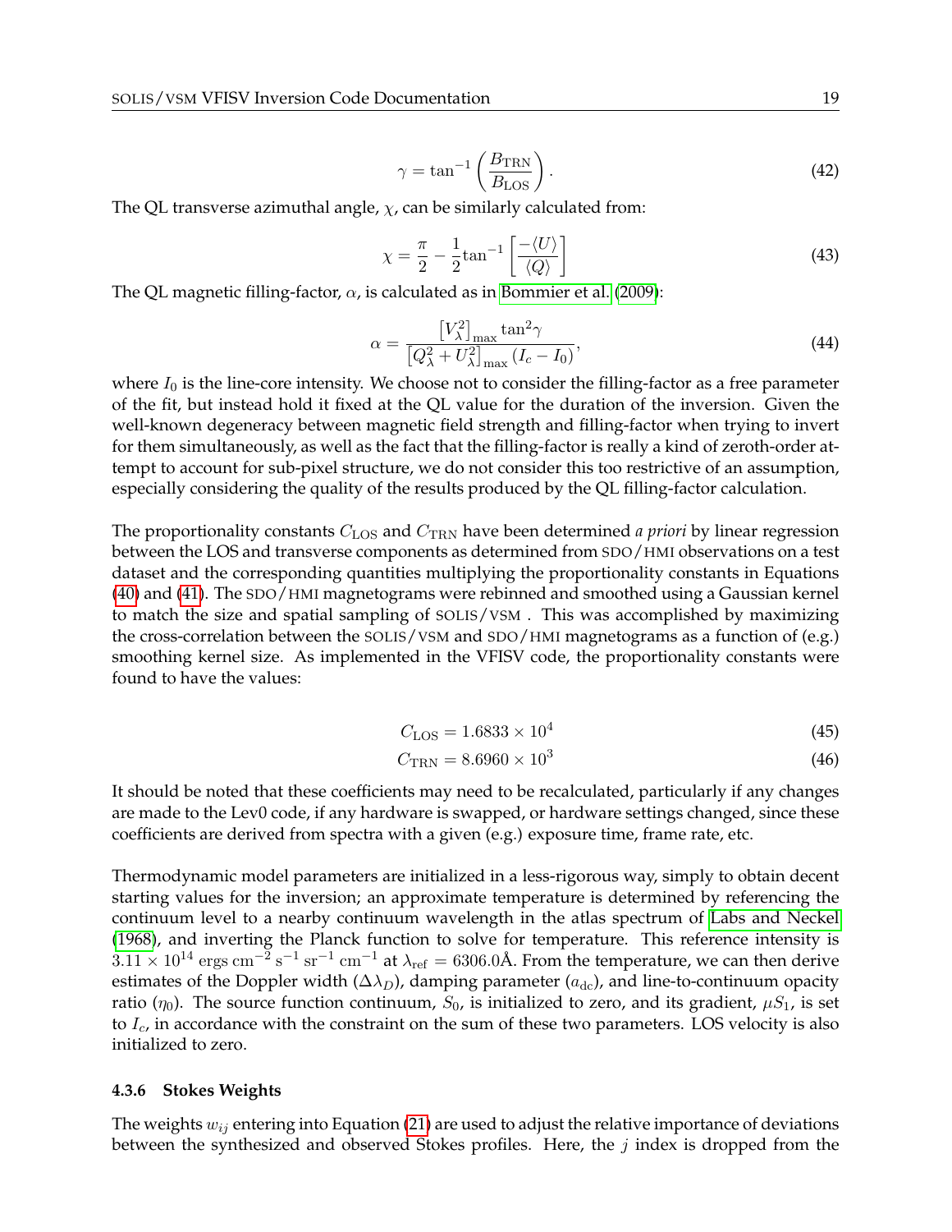$$\gamma = \tan^{-1}\left(\frac{B_{\mathrm{TRN}}}{B_{\mathrm{LOS}}}\right). \tag{42}$$

The QL transverse azimuthal angle, $\chi$, can be similarly calculated from:

$$\chi = \frac{\pi}{2} - \frac{1}{2}\tan^{-1}\left[\frac{-\langle U\rangle}{\langle Q\rangle}\right] \tag{43}$$

The QL magnetic filling-factor, $\alpha$, is calculated as in Bommier et al. (2009):

$$\alpha = \frac{\left[V_\lambda^2\right]_{\max}\tan^2\gamma}{\left[Q_\lambda^2 + U_\lambda^2\right]_{\max}(I_c - I_0)}, \tag{44}$$

where $I_0$ is the line-core intensity. We choose not to consider the filling-factor as a free parameter of the fit, but instead hold it fixed at the QL value for the duration of the inversion. Given the well-known degeneracy between magnetic field strength and filling-factor when trying to invert for them simultaneously, as well as the fact that the filling-factor is really a kind of zeroth-order attempt to account for sub-pixel structure, we do not consider this too restrictive of an assumption, especially considering the quality of the results produced by the QL filling-factor calculation.

The proportionality constants $C_{\mathrm{LOS}}$ and $C_{\mathrm{TRN}}$ have been determined *a priori* by linear regression between the LOS and transverse components as determined from SDO/HMI observations on a test dataset and the corresponding quantities multiplying the proportionality constants in Equations (40) and (41). The SDO/HMI magnetograms were rebinned and smoothed using a Gaussian kernel to match the size and spatial sampling of SOLIS/VSM . This was accomplished by maximizing the cross-correlation between the SOLIS/VSM and SDO/HMI magnetograms as a function of (e.g.) smoothing kernel size. As implemented in the VFISV code, the proportionality constants were found to have the values:

$$C_{\mathrm{LOS}} = 1.6833 \times 10^4 \tag{45}$$

$$C_{\mathrm{TRN}} = 8.6960 \times 10^3 \tag{46}$$

It should be noted that these coefficients may need to be recalculated, particularly if any changes are made to the Lev0 code, if any hardware is swapped, or hardware settings changed, since these coefficients are derived from spectra with a given (e.g.) exposure time, frame rate, etc.

Thermodynamic model parameters are initialized in a less-rigorous way, simply to obtain decent starting values for the inversion; an approximate temperature is determined by referencing the continuum level to a nearby continuum wavelength in the atlas spectrum of Labs and Neckel (1968), and inverting the Planck function to solve for temperature. This reference intensity is $3.11 \times 10^{14}$ ergs cm$^{-2}$ s$^{-1}$ sr$^{-1}$ cm$^{-1}$ at $\lambda_{\mathrm{ref}} = 6306.0$Å. From the temperature, we can then derive estimates of the Doppler width ($\Delta\lambda_D$), damping parameter ($a_{\mathrm{dc}}$), and line-to-continuum opacity ratio ($\eta_0$). The source function continuum, $S_0$, is initialized to zero, and its gradient, $\mu S_1$, is set to $I_c$, in accordance with the constraint on the sum of these two parameters. LOS velocity is also initialized to zero.

#### 4.3.6 Stokes Weights

The weights $w_{ij}$ entering into Equation (21) are used to adjust the relative importance of deviations between the synthesized and observed Stokes profiles. Here, the $j$ index is dropped from the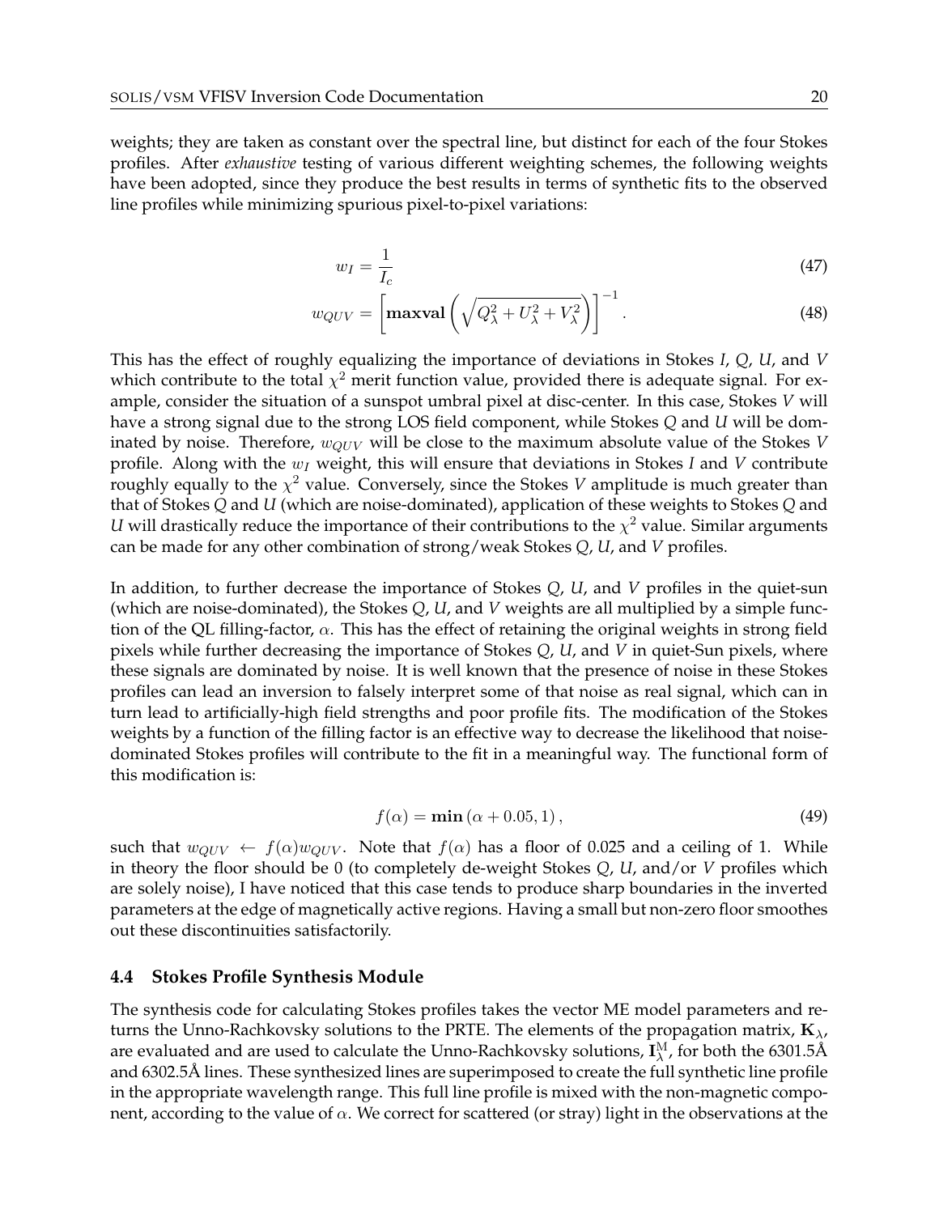weights; they are taken as constant over the spectral line, but distinct for each of the four Stokes profiles. After *exhaustive* testing of various different weighting schemes, the following weights have been adopted, since they produce the best results in terms of synthetic fits to the observed line profiles while minimizing spurious pixel-to-pixel variations:

$$w_I = \frac{1}{I_c} \tag{47}$$

$$w_{QUV} = \left[ \mathbf{maxval} \left( \sqrt{Q_\lambda^2 + U_\lambda^2 + V_\lambda^2} \right) \right]^{-1}. \tag{48}$$

This has the effect of roughly equalizing the importance of deviations in Stokes *I*, *Q*, *U*, and *V* which contribute to the total $\chi^2$ merit function value, provided there is adequate signal. For example, consider the situation of a sunspot umbral pixel at disc-center. In this case, Stokes *V* will have a strong signal due to the strong LOS field component, while Stokes *Q* and *U* will be dominated by noise. Therefore, $w_{QUV}$ will be close to the maximum absolute value of the Stokes *V* profile. Along with the $w_I$ weight, this will ensure that deviations in Stokes *I* and *V* contribute roughly equally to the $\chi^2$ value. Conversely, since the Stokes *V* amplitude is much greater than that of Stokes *Q* and *U* (which are noise-dominated), application of these weights to Stokes *Q* and *U* will drastically reduce the importance of their contributions to the $\chi^2$ value. Similar arguments can be made for any other combination of strong/weak Stokes *Q*, *U*, and *V* profiles.

In addition, to further decrease the importance of Stokes *Q*, *U*, and *V* profiles in the quiet-sun (which are noise-dominated), the Stokes *Q*, *U*, and *V* weights are all multiplied by a simple function of the QL filling-factor, $\alpha$. This has the effect of retaining the original weights in strong field pixels while further decreasing the importance of Stokes *Q*, *U*, and *V* in quiet-Sun pixels, where these signals are dominated by noise. It is well known that the presence of noise in these Stokes profiles can lead an inversion to falsely interpret some of that noise as real signal, which can in turn lead to artificially-high field strengths and poor profile fits. The modification of the Stokes weights by a function of the filling factor is an effective way to decrease the likelihood that noise-dominated Stokes profiles will contribute to the fit in a meaningful way. The functional form of this modification is:

$$f(\alpha) = \mathbf{min}\left(\alpha + 0.05, 1\right), \tag{49}$$

such that $w_{QUV} \leftarrow f(\alpha) w_{QUV}$. Note that $f(\alpha)$ has a floor of 0.025 and a ceiling of 1. While in theory the floor should be 0 (to completely de-weight Stokes *Q*, *U*, and/or *V* profiles which are solely noise), I have noticed that this case tends to produce sharp boundaries in the inverted parameters at the edge of magnetically active regions. Having a small but non-zero floor smoothes out these discontinuities satisfactorily.

### 4.4 Stokes Profile Synthesis Module

The synthesis code for calculating Stokes profiles takes the vector ME model parameters and returns the Unno-Rachkovsky solutions to the PRTE. The elements of the propagation matrix, $\mathbf{K}_\lambda$, are evaluated and are used to calculate the Unno-Rachkovsky solutions, $\mathbf{I}_\lambda^{\mathrm{M}}$, for both the 6301.5Å and 6302.5Å lines. These synthesized lines are superimposed to create the full synthetic line profile in the appropriate wavelength range. This full line profile is mixed with the non-magnetic component, according to the value of $\alpha$. We correct for scattered (or stray) light in the observations at the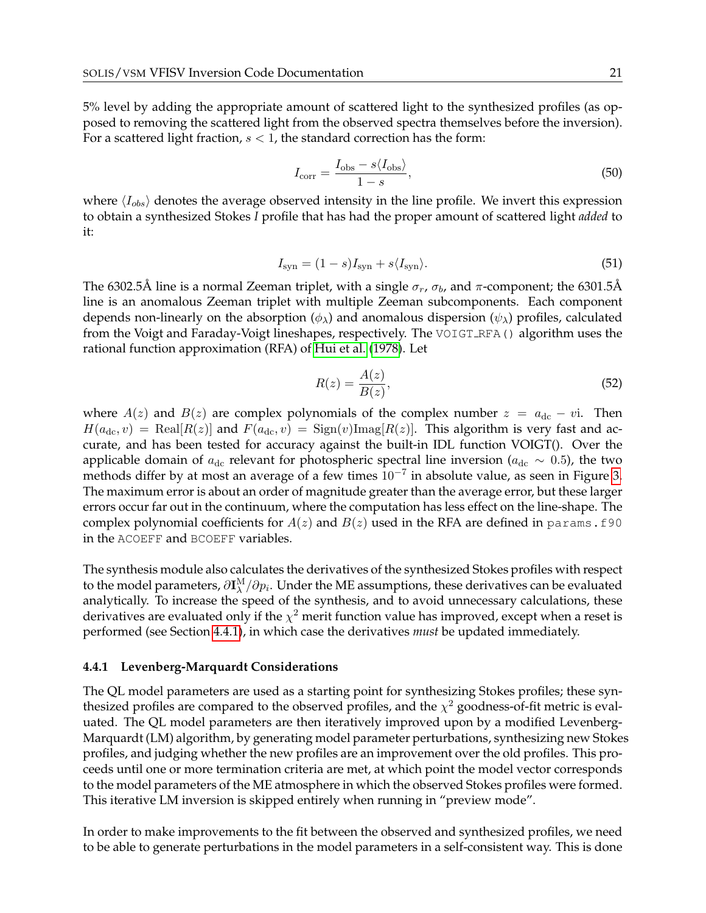5% level by adding the appropriate amount of scattered light to the synthesized profiles (as opposed to removing the scattered light from the observed spectra themselves before the inversion). For a scattered light fraction, $s < 1$, the standard correction has the form:

$$I_{\rm corr} = \frac{I_{\rm obs} - s\langle I_{\rm obs}\rangle}{1-s}, \tag{50}$$

where $\langle I_{obs}\rangle$ denotes the average observed intensity in the line profile. We invert this expression to obtain a synthesized Stokes $I$ profile that has had the proper amount of scattered light *added* to it:

$$I_{\rm syn} = (1-s)I_{\rm syn} + s\langle I_{\rm syn}\rangle. \tag{51}$$

The 6302.5Å line is a normal Zeeman triplet, with a single $\sigma_r$, $\sigma_b$, and $\pi$-component; the 6301.5Å line is an anomalous Zeeman triplet with multiple Zeeman subcomponents. Each component depends non-linearly on the absorption ($\phi_\lambda$) and anomalous dispersion ($\psi_\lambda$) profiles, calculated from the Voigt and Faraday-Voigt lineshapes, respectively. The `VOIGT_RFA()` algorithm uses the rational function approximation (RFA) of Hui et al. (1978). Let

$$R(z) = \frac{A(z)}{B(z)}, \tag{52}$$

where $A(z)$ and $B(z)$ are complex polynomials of the complex number $z = a_{\rm dc} - v{\rm i}$. Then $H(a_{\rm dc}, v) = {\rm Real}[R(z)]$ and $F(a_{\rm dc}, v) = {\rm Sign}(v){\rm Imag}[R(z)]$. This algorithm is very fast and accurate, and has been tested for accuracy against the built-in IDL function VOIGT(). Over the applicable domain of $a_{\rm dc}$ relevant for photospheric spectral line inversion ($a_{\rm dc} \sim 0.5$), the two methods differ by at most an average of a few times $10^{-7}$ in absolute value, as seen in Figure 3. The maximum error is about an order of magnitude greater than the average error, but these larger errors occur far out in the continuum, where the computation has less effect on the line-shape. The complex polynomial coefficients for $A(z)$ and $B(z)$ used in the RFA are defined in `params.f90` in the `ACOEFF` and `BCOEFF` variables.

The synthesis module also calculates the derivatives of the synthesized Stokes profiles with respect to the model parameters, $\partial \mathbf{I}^{\rm M}_\lambda / \partial p_i$. Under the ME assumptions, these derivatives can be evaluated analytically. To increase the speed of the synthesis, and to avoid unnecessary calculations, these derivatives are evaluated only if the $\chi^2$ merit function value has improved, except when a reset is performed (see Section 4.4.1), in which case the derivatives *must* be updated immediately.

#### 4.4.1 Levenberg-Marquardt Considerations

The QL model parameters are used as a starting point for synthesizing Stokes profiles; these synthesized profiles are compared to the observed profiles, and the $\chi^2$ goodness-of-fit metric is evaluated. The QL model parameters are then iteratively improved upon by a modified Levenberg-Marquardt (LM) algorithm, by generating model parameter perturbations, synthesizing new Stokes profiles, and judging whether the new profiles are an improvement over the old profiles. This proceeds until one or more termination criteria are met, at which point the model vector corresponds to the model parameters of the ME atmosphere in which the observed Stokes profiles were formed. This iterative LM inversion is skipped entirely when running in "preview mode".

In order to make improvements to the fit between the observed and synthesized profiles, we need to be able to generate perturbations in the model parameters in a self-consistent way. This is done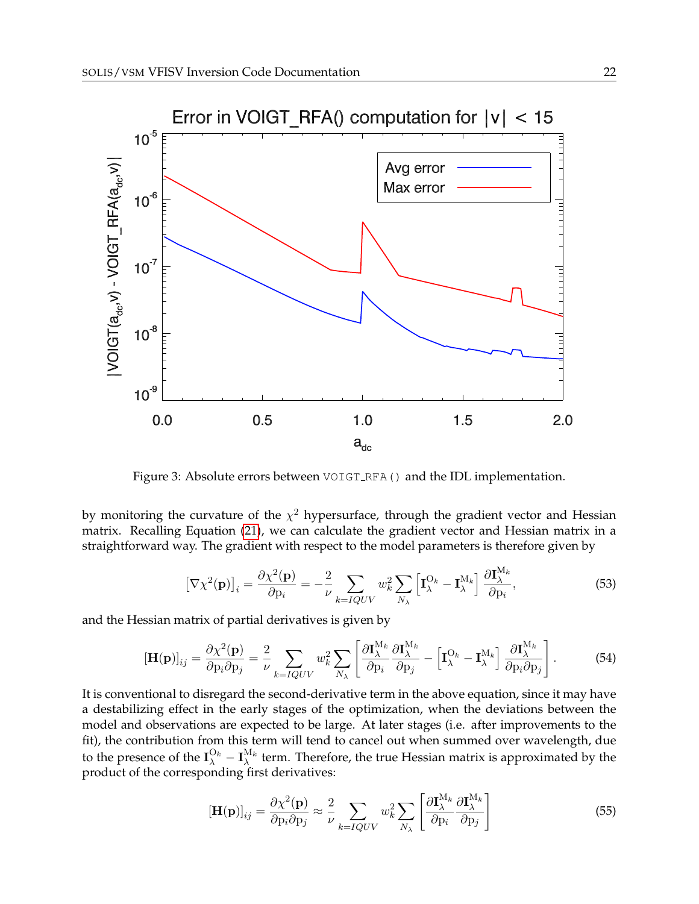Figure 3: Absolute errors between VOIGT_RFA() and the IDL implementation.

by monitoring the curvature of the $\chi^2$ hypersurface, through the gradient vector and Hessian matrix. Recalling Equation (21), we can calculate the gradient vector and Hessian matrix in a straightforward way. The gradient with respect to the model parameters is therefore given by

$$\left[\nabla\chi^2(\mathbf{p})\right]_i = \frac{\partial\chi^2(\mathbf{p})}{\partial \mathrm{p}_i} = -\frac{2}{\nu}\sum_{k=IQUV} w_k^2 \sum_{N_\lambda}\left[\mathbf{I}_\lambda^{\mathrm{O}_k} - \mathbf{I}_\lambda^{\mathrm{M}_k}\right]\frac{\partial \mathbf{I}_\lambda^{\mathrm{M}_k}}{\partial \mathrm{p}_i}, \tag{53}$$

and the Hessian matrix of partial derivatives is given by

$$\left[\mathbf{H}(\mathbf{p})\right]_{ij} = \frac{\partial\chi^2(\mathbf{p})}{\partial \mathrm{p}_i \partial \mathrm{p}_j} = \frac{2}{\nu}\sum_{k=IQUV} w_k^2 \sum_{N_\lambda}\left[\frac{\partial \mathbf{I}_\lambda^{\mathrm{M}_k}}{\partial \mathrm{p}_i}\frac{\partial \mathbf{I}_\lambda^{\mathrm{M}_k}}{\partial \mathrm{p}_j} - \left[\mathbf{I}_\lambda^{\mathrm{O}_k} - \mathbf{I}_\lambda^{\mathrm{M}_k}\right]\frac{\partial \mathbf{I}_\lambda^{\mathrm{M}_k}}{\partial \mathrm{p}_i \partial \mathrm{p}_j}\right]. \tag{54}$$

It is conventional to disregard the second-derivative term in the above equation, since it may have a destabilizing effect in the early stages of the optimization, when the deviations between the model and observations are expected to be large. At later stages (i.e. after improvements to the fit), the contribution from this term will tend to cancel out when summed over wavelength, due to the presence of the $\mathbf{I}_\lambda^{\mathrm{O}_k} - \mathbf{I}_\lambda^{\mathrm{M}_k}$ term. Therefore, the true Hessian matrix is approximated by the product of the corresponding first derivatives:

$$\left[\mathbf{H}(\mathbf{p})\right]_{ij} = \frac{\partial\chi^2(\mathbf{p})}{\partial \mathrm{p}_i \partial \mathrm{p}_j} \approx \frac{2}{\nu}\sum_{k=IQUV} w_k^2 \sum_{N_\lambda}\left[\frac{\partial \mathbf{I}_\lambda^{\mathrm{M}_k}}{\partial \mathrm{p}_i}\frac{\partial \mathbf{I}_\lambda^{\mathrm{M}_k}}{\partial \mathrm{p}_j}\right] \tag{55}$$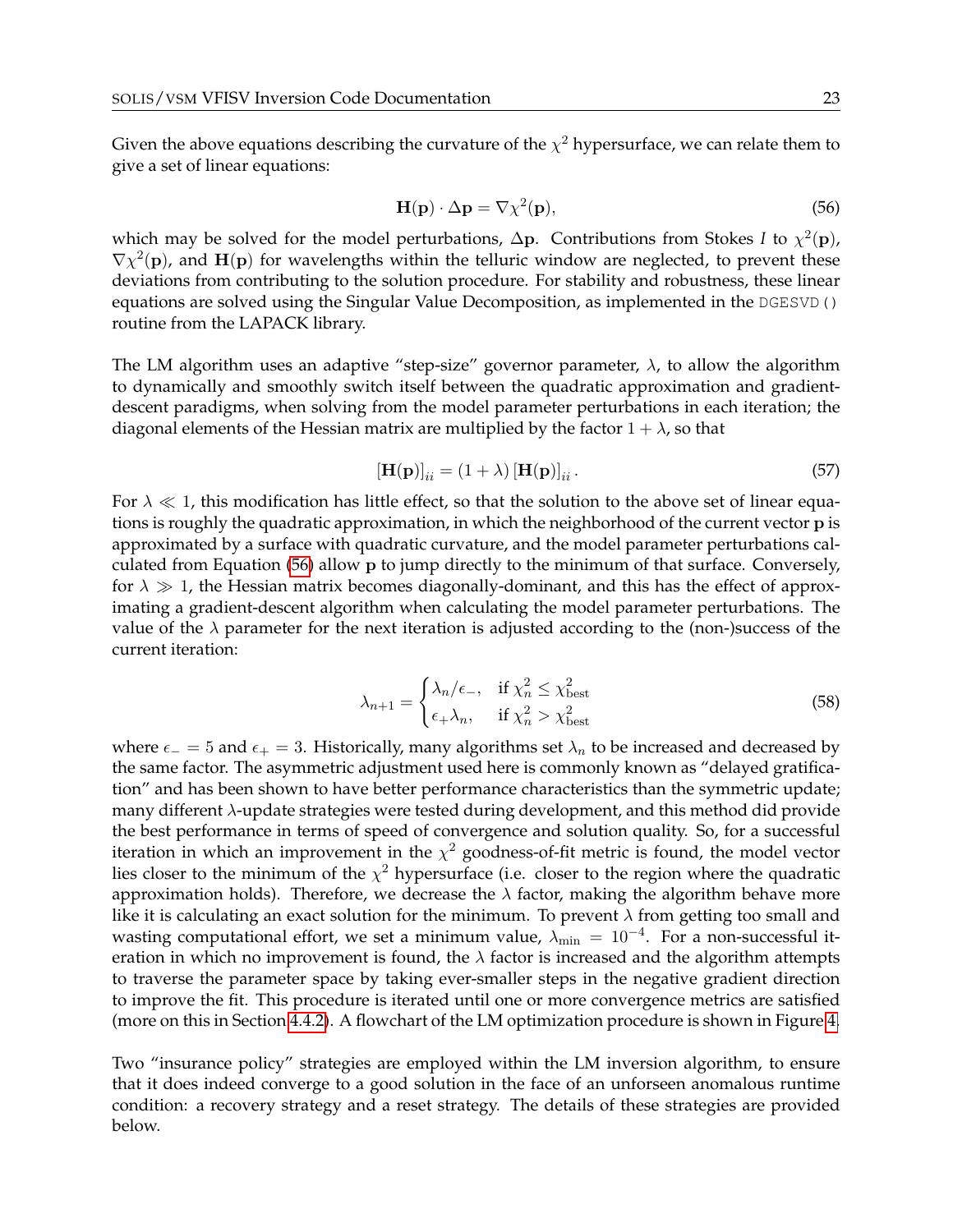Given the above equations describing the curvature of the $\chi^2$ hypersurface, we can relate them to give a set of linear equations:

$$\mathbf{H}(\mathbf{p}) \cdot \Delta\mathbf{p} = \nabla\chi^2(\mathbf{p}), \tag{56}$$

which may be solved for the model perturbations, $\Delta\mathbf{p}$. Contributions from Stokes $I$ to $\chi^2(\mathbf{p})$, $\nabla\chi^2(\mathbf{p})$, and $\mathbf{H}(\mathbf{p})$ for wavelengths within the telluric window are neglected, to prevent these deviations from contributing to the solution procedure. For stability and robustness, these linear equations are solved using the Singular Value Decomposition, as implemented in the `DGESVD()` routine from the LAPACK library.

The LM algorithm uses an adaptive "step-size" governor parameter, $\lambda$, to allow the algorithm to dynamically and smoothly switch itself between the quadratic approximation and gradient-descent paradigms, when solving from the model parameter perturbations in each iteration; the diagonal elements of the Hessian matrix are multiplied by the factor $1 + \lambda$, so that

$$[\mathbf{H}(\mathbf{p})]_{ii} = (1 + \lambda)\,[\mathbf{H}(\mathbf{p})]_{ii}\,. \tag{57}$$

For $\lambda \ll 1$, this modification has little effect, so that the solution to the above set of linear equations is roughly the quadratic approximation, in which the neighborhood of the current vector $\mathbf{p}$ is approximated by a surface with quadratic curvature, and the model parameter perturbations calculated from Equation (56) allow $\mathbf{p}$ to jump directly to the minimum of that surface. Conversely, for $\lambda \gg 1$, the Hessian matrix becomes diagonally-dominant, and this has the effect of approximating a gradient-descent algorithm when calculating the model parameter perturbations. The value of the $\lambda$ parameter for the next iteration is adjusted according to the (non-)success of the current iteration:

$$\lambda_{n+1} = \begin{cases} \lambda_n/\epsilon_-, & \text{if } \chi^2_n \leq \chi^2_{\text{best}} \\ \epsilon_+\lambda_n, & \text{if } \chi^2_n > \chi^2_{\text{best}} \end{cases} \tag{58}$$

where $\epsilon_- = 5$ and $\epsilon_+ = 3$. Historically, many algorithms set $\lambda_n$ to be increased and decreased by the same factor. The asymmetric adjustment used here is commonly known as "delayed gratification" and has been shown to have better performance characteristics than the symmetric update; many different $\lambda$-update strategies were tested during development, and this method did provide the best performance in terms of speed of convergence and solution quality. So, for a successful iteration in which an improvement in the $\chi^2$ goodness-of-fit metric is found, the model vector lies closer to the minimum of the $\chi^2$ hypersurface (i.e. closer to the region where the quadratic approximation holds). Therefore, we decrease the $\lambda$ factor, making the algorithm behave more like it is calculating an exact solution for the minimum. To prevent $\lambda$ from getting too small and wasting computational effort, we set a minimum value, $\lambda_{\text{min}} = 10^{-4}$. For a non-successful iteration in which no improvement is found, the $\lambda$ factor is increased and the algorithm attempts to traverse the parameter space by taking ever-smaller steps in the negative gradient direction to improve the fit. This procedure is iterated until one or more convergence metrics are satisfied (more on this in Section 4.4.2). A flowchart of the LM optimization procedure is shown in Figure 4.

Two "insurance policy" strategies are employed within the LM inversion algorithm, to ensure that it does indeed converge to a good solution in the face of an unforseen anomalous runtime condition: a recovery strategy and a reset strategy. The details of these strategies are provided below.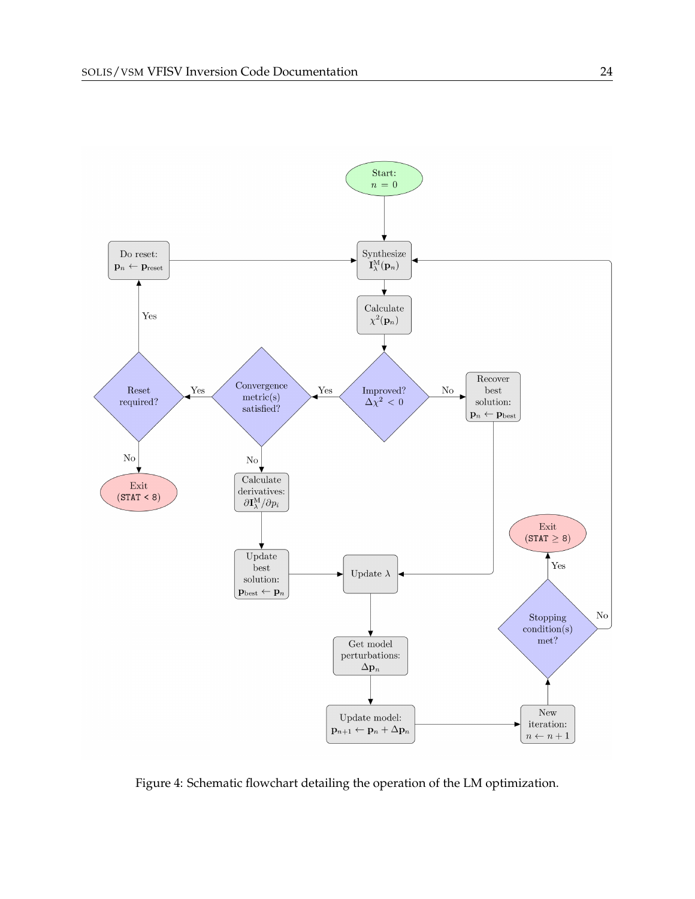Figure 4: Schematic flowchart detailing the operation of the LM optimization.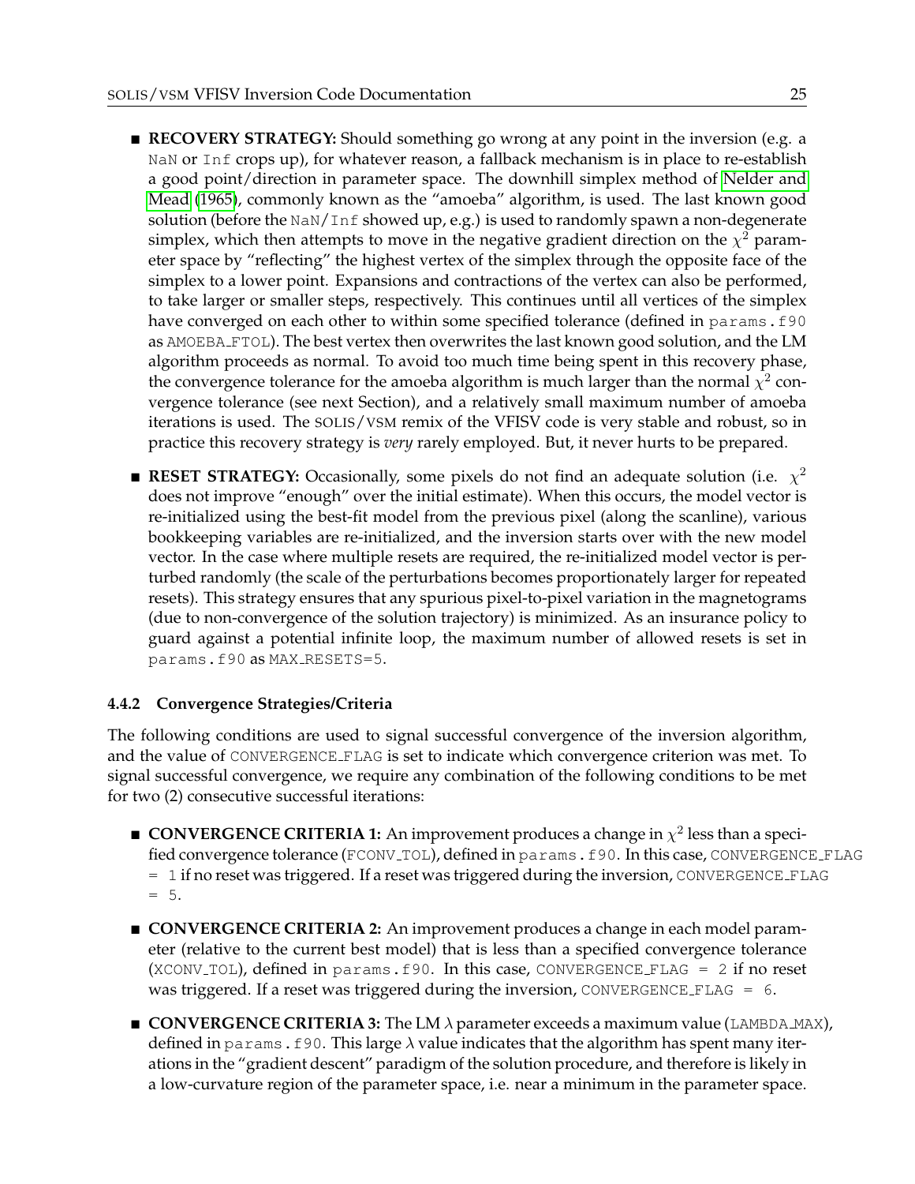- **RECOVERY STRATEGY:** Should something go wrong at any point in the inversion (e.g. a `NaN` or `Inf` crops up), for whatever reason, a fallback mechanism is in place to re-establish a good point/direction in parameter space. The downhill simplex method of Nelder and Mead (1965), commonly known as the "amoeba" algorithm, is used. The last known good solution (before the `NaN`/`Inf` showed up, e.g.) is used to randomly spawn a non-degenerate simplex, which then attempts to move in the negative gradient direction on the $\chi^2$ parameter space by "reflecting" the highest vertex of the simplex through the opposite face of the simplex to a lower point. Expansions and contractions of the vertex can also be performed, to take larger or smaller steps, respectively. This continues until all vertices of the simplex have converged on each other to within some specified tolerance (defined in `params.f90` as `AMOEBA_FTOL`). The best vertex then overwrites the last known good solution, and the LM algorithm proceeds as normal. To avoid too much time being spent in this recovery phase, the convergence tolerance for the amoeba algorithm is much larger than the normal $\chi^2$ convergence tolerance (see next Section), and a relatively small maximum number of amoeba iterations is used. The SOLIS/VSM remix of the VFISV code is very stable and robust, so in practice this recovery strategy is *very* rarely employed. But, it never hurts to be prepared.

- **RESET STRATEGY:** Occasionally, some pixels do not find an adequate solution (i.e. $\chi^2$ does not improve "enough" over the initial estimate). When this occurs, the model vector is re-initialized using the best-fit model from the previous pixel (along the scanline), various bookkeeping variables are re-initialized, and the inversion starts over with the new model vector. In the case where multiple resets are required, the re-initialized model vector is perturbed randomly (the scale of the perturbations becomes proportionately larger for repeated resets). This strategy ensures that any spurious pixel-to-pixel variation in the magnetograms (due to non-convergence of the solution trajectory) is minimized. As an insurance policy to guard against a potential infinite loop, the maximum number of allowed resets is set in `params.f90` as `MAX_RESETS=5`.

### 4.4.2 Convergence Strategies/Criteria

The following conditions are used to signal successful convergence of the inversion algorithm, and the value of `CONVERGENCE_FLAG` is set to indicate which convergence criterion was met. To signal successful convergence, we require any combination of the following conditions to be met for two (2) consecutive successful iterations:

- **CONVERGENCE CRITERIA 1:** An improvement produces a change in $\chi^2$ less than a specified convergence tolerance (`FCONV_TOL`), defined in `params.f90`. In this case, `CONVERGENCE_FLAG = 1` if no reset was triggered. If a reset was triggered during the inversion, `CONVERGENCE_FLAG = 5`.

- **CONVERGENCE CRITERIA 2:** An improvement produces a change in each model parameter (relative to the current best model) that is less than a specified convergence tolerance (`XCONV_TOL`), defined in `params.f90`. In this case, `CONVERGENCE_FLAG = 2` if no reset was triggered. If a reset was triggered during the inversion, `CONVERGENCE_FLAG = 6`.

- **CONVERGENCE CRITERIA 3:** The LM $\lambda$ parameter exceeds a maximum value (`LAMBDA_MAX`), defined in `params.f90`. This large $\lambda$ value indicates that the algorithm has spent many iterations in the "gradient descent" paradigm of the solution procedure, and therefore is likely in a low-curvature region of the parameter space, i.e. near a minimum in the parameter space.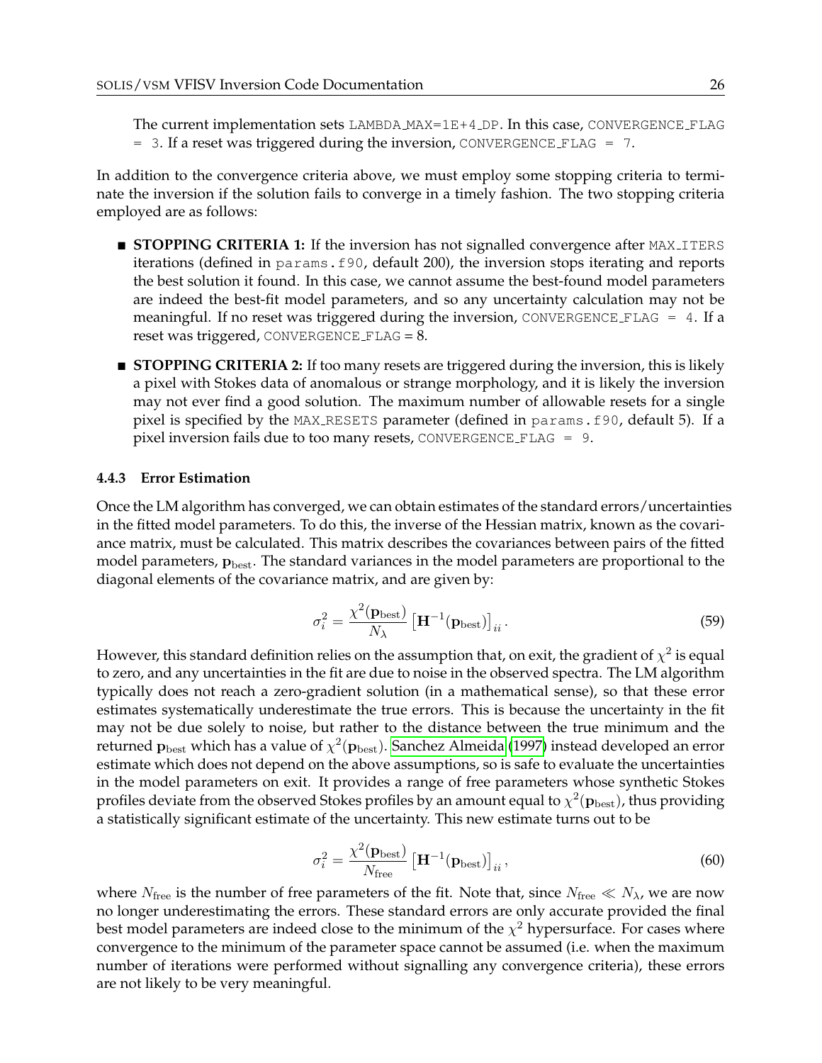The current implementation sets `LAMBDA_MAX=1E+4_DP`. In this case, `CONVERGENCE_FLAG = 3`. If a reset was triggered during the inversion, `CONVERGENCE_FLAG = 7`.

In addition to the convergence criteria above, we must employ some stopping criteria to terminate the inversion if the solution fails to converge in a timely fashion. The two stopping criteria employed are as follows:

- **STOPPING CRITERIA 1:** If the inversion has not signalled convergence after `MAX_ITERS` iterations (defined in `params.f90`, default 200), the inversion stops iterating and reports the best solution it found. In this case, we cannot assume the best-found model parameters are indeed the best-fit model parameters, and so any uncertainty calculation may not be meaningful. If no reset was triggered during the inversion, `CONVERGENCE_FLAG = 4`. If a reset was triggered, `CONVERGENCE_FLAG` = 8.
- **STOPPING CRITERIA 2:** If too many resets are triggered during the inversion, this is likely a pixel with Stokes data of anomalous or strange morphology, and it is likely the inversion may not ever find a good solution. The maximum number of allowable resets for a single pixel is specified by the `MAX_RESETS` parameter (defined in `params.f90`, default 5). If a pixel inversion fails due to too many resets, `CONVERGENCE_FLAG = 9`.

#### 4.4.3 Error Estimation

Once the LM algorithm has converged, we can obtain estimates of the standard errors/uncertainties in the fitted model parameters. To do this, the inverse of the Hessian matrix, known as the covariance matrix, must be calculated. This matrix describes the covariances between pairs of the fitted model parameters, $\mathbf{p}_{\rm best}$. The standard variances in the model parameters are proportional to the diagonal elements of the covariance matrix, and are given by:

$$\sigma_i^2 = \frac{\chi^2(\mathbf{p}_{\rm best})}{N_\lambda} \left[\mathbf{H}^{-1}(\mathbf{p}_{\rm best})\right]_{ii}. \tag{59}$$

However, this standard definition relies on the assumption that, on exit, the gradient of $\chi^2$ is equal to zero, and any uncertainties in the fit are due to noise in the observed spectra. The LM algorithm typically does not reach a zero-gradient solution (in a mathematical sense), so that these error estimates systematically underestimate the true errors. This is because the uncertainty in the fit may not be due solely to noise, but rather to the distance between the true minimum and the returned $\mathbf{p}_{\rm best}$ which has a value of $\chi^2(\mathbf{p}_{\rm best})$. Sanchez Almeida (1997) instead developed an error estimate which does not depend on the above assumptions, so is safe to evaluate the uncertainties in the model parameters on exit. It provides a range of free parameters whose synthetic Stokes profiles deviate from the observed Stokes profiles by an amount equal to $\chi^2(\mathbf{p}_{\rm best})$, thus providing a statistically significant estimate of the uncertainty. This new estimate turns out to be

$$\sigma_i^2 = \frac{\chi^2(\mathbf{p}_{\rm best})}{N_{\rm free}} \left[\mathbf{H}^{-1}(\mathbf{p}_{\rm best})\right]_{ii}, \tag{60}$$

where $N_{\rm free}$ is the number of free parameters of the fit. Note that, since $N_{\rm free} \ll N_\lambda$, we are now no longer underestimating the errors. These standard errors are only accurate provided the final best model parameters are indeed close to the minimum of the $\chi^2$ hypersurface. For cases where convergence to the minimum of the parameter space cannot be assumed (i.e. when the maximum number of iterations were performed without signalling any convergence criteria), these errors are not likely to be very meaningful.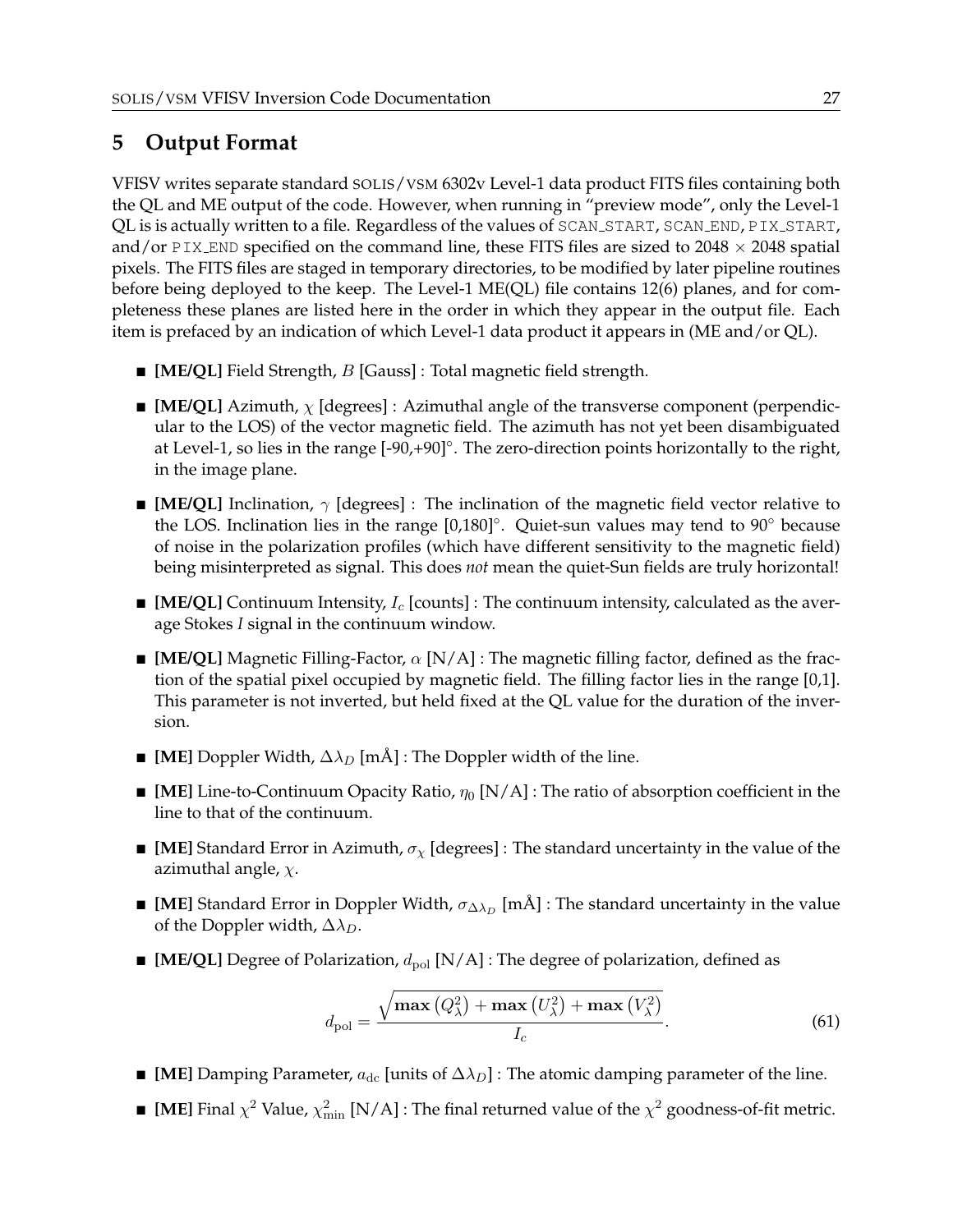# 5 Output Format

VFISV writes separate standard SOLIS/VSM 6302v Level-1 data product FITS files containing both the QL and ME output of the code. However, when running in "preview mode", only the Level-1 QL is is actually written to a file. Regardless of the values of SCAN_START, SCAN_END, PIX_START, and/or PIX_END specified on the command line, these FITS files are sized to 2048 × 2048 spatial pixels. The FITS files are staged in temporary directories, to be modified by later pipeline routines before being deployed to the keep. The Level-1 ME(QL) file contains 12(6) planes, and for completeness these planes are listed here in the order in which they appear in the output file. Each item is prefaced by an indication of which Level-1 data product it appears in (ME and/or QL).

- **[ME/QL]** Field Strength, $B$ [Gauss] : Total magnetic field strength.
- **[ME/QL]** Azimuth, $\chi$ [degrees] : Azimuthal angle of the transverse component (perpendicular to the LOS) of the vector magnetic field. The azimuth has not yet been disambiguated at Level-1, so lies in the range [-90,+90]°. The zero-direction points horizontally to the right, in the image plane.
- **[ME/QL]** Inclination, $\gamma$ [degrees] : The inclination of the magnetic field vector relative to the LOS. Inclination lies in the range [0,180]°. Quiet-sun values may tend to 90° because of noise in the polarization profiles (which have different sensitivity to the magnetic field) being misinterpreted as signal. This does *not* mean the quiet-Sun fields are truly horizontal!
- **[ME/QL]** Continuum Intensity, $I_c$ [counts] : The continuum intensity, calculated as the average Stokes *I* signal in the continuum window.
- **[ME/QL]** Magnetic Filling-Factor, $\alpha$ [N/A] : The magnetic filling factor, defined as the fraction of the spatial pixel occupied by magnetic field. The filling factor lies in the range [0,1]. This parameter is not inverted, but held fixed at the QL value for the duration of the inversion.
- **[ME]** Doppler Width, $\Delta\lambda_D$ [mÅ] : The Doppler width of the line.
- **[ME]** Line-to-Continuum Opacity Ratio, $\eta_0$ [N/A] : The ratio of absorption coefficient in the line to that of the continuum.
- **[ME]** Standard Error in Azimuth, $\sigma_\chi$ [degrees] : The standard uncertainty in the value of the azimuthal angle, $\chi$.
- **[ME]** Standard Error in Doppler Width, $\sigma_{\Delta\lambda_D}$ [mÅ] : The standard uncertainty in the value of the Doppler width, $\Delta\lambda_D$.
- **[ME/QL]** Degree of Polarization, $d_{\mathrm{pol}}$ [N/A] : The degree of polarization, defined as

$$d_{\mathrm{pol}} = \frac{\sqrt{\mathbf{max}\left(Q_\lambda^2\right) + \mathbf{max}\left(U_\lambda^2\right) + \mathbf{max}\left(V_\lambda^2\right)}}{I_c}. \tag{61}$$

- **[ME]** Damping Parameter, $a_{\mathrm{dc}}$ [units of $\Delta\lambda_D$] : The atomic damping parameter of the line.
- **[ME]** Final $\chi^2$ Value, $\chi^2_{\mathrm{min}}$ [N/A] : The final returned value of the $\chi^2$ goodness-of-fit metric.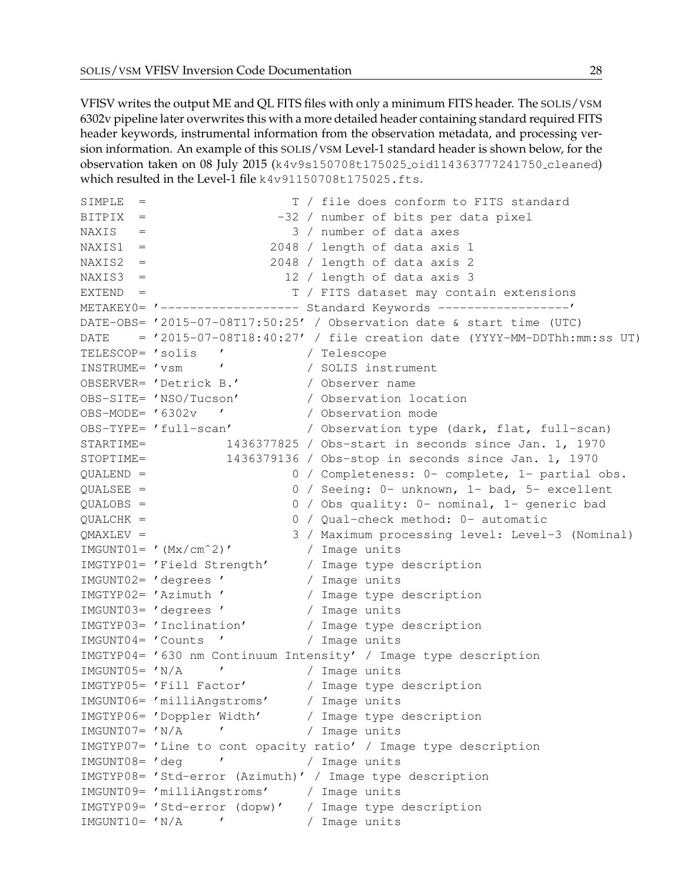VFISV writes the output ME and QL FITS files with only a minimum FITS header. The SOLIS/VSM 6302v pipeline later overwrites this with a more detailed header containing standard required FITS header keywords, instrumental information from the observation metadata, and processing version information. An example of this SOLIS/VSM Level-1 standard header is shown below, for the observation taken on 08 July 2015 (k4v9s150708t175025_oid114363777241750_cleaned) which resulted in the Level-1 file k4v91150708t175025.fts.

```
SIMPLE  =                    T / file does conform to FITS standard
BITPIX  =                  -32 / number of bits per data pixel
NAXIS   =                    3 / number of data axes
NAXIS1  =                 2048 / length of data axis 1
NAXIS2  =                 2048 / length of data axis 2
NAXIS3  =                   12 / length of data axis 3
EXTEND  =                    T / FITS dataset may contain extensions
METAKEY0= '------------------- Standard Keywords ------------------'
DATE-OBS= '2015-07-08T17:50:25' / Observation date & start time (UTC)
DATE    = '2015-07-08T18:40:27' / file creation date (YYYY-MM-DDThh:mm:ss UT)
TELESCOP= 'solis   '           / Telescope
INSTRUME= 'vsm     '           / SOLIS instrument
OBSERVER= 'Detrick B.'         / Observer name
OBS-SITE= 'NSO/Tucson'         / Observation location
OBS-MODE= '6302v   '           / Observation mode
OBS-TYPE= 'full-scan'          / Observation type (dark, flat, full-scan)
STARTIME=           1436377825 / Obs-start in seconds since Jan. 1, 1970
STOPTIME=           1436379136 / Obs-stop in seconds since Jan. 1, 1970
QUALEND =                    0 / Completeness: 0- complete, 1- partial obs.
QUALSEE =                    0 / Seeing: 0- unknown, 1- bad, 5- excellent
QUALOBS =                    0 / Obs quality: 0- nominal, 1- generic bad
QUALCHK =                    0 / Qual-check method: 0- automatic
QMAXLEV =                    3 / Maximum processing level: Level-3 (Nominal)
IMGUNT01= '(Mx/cm^2)'          / Image units
IMGTYP01= 'Field Strength'     / Image type description
IMGUNT02= 'degrees '           / Image units
IMGTYP02= 'Azimuth '           / Image type description
IMGUNT03= 'degrees '           / Image units
IMGTYP03= 'Inclination'        / Image type description
IMGUNT04= 'Counts  '           / Image units
IMGTYP04= '630 nm Continuum Intensity' / Image type description
IMGUNT05= 'N/A     '           / Image units
IMGTYP05= 'Fill Factor'        / Image type description
IMGUNT06= 'milliAngstroms'     / Image units
IMGTYP06= 'Doppler Width'      / Image type description
IMGUNT07= 'N/A     '           / Image units
IMGTYP07= 'Line to cont opacity ratio' / Image type description
IMGUNT08= 'deg     '           / Image units
IMGTYP08= 'Std-error (Azimuth)' / Image type description
IMGUNT09= 'milliAngstroms'     / Image units
IMGTYP09= 'Std-error (dopw)'   / Image type description
IMGUNT10= 'N/A     '           / Image units
```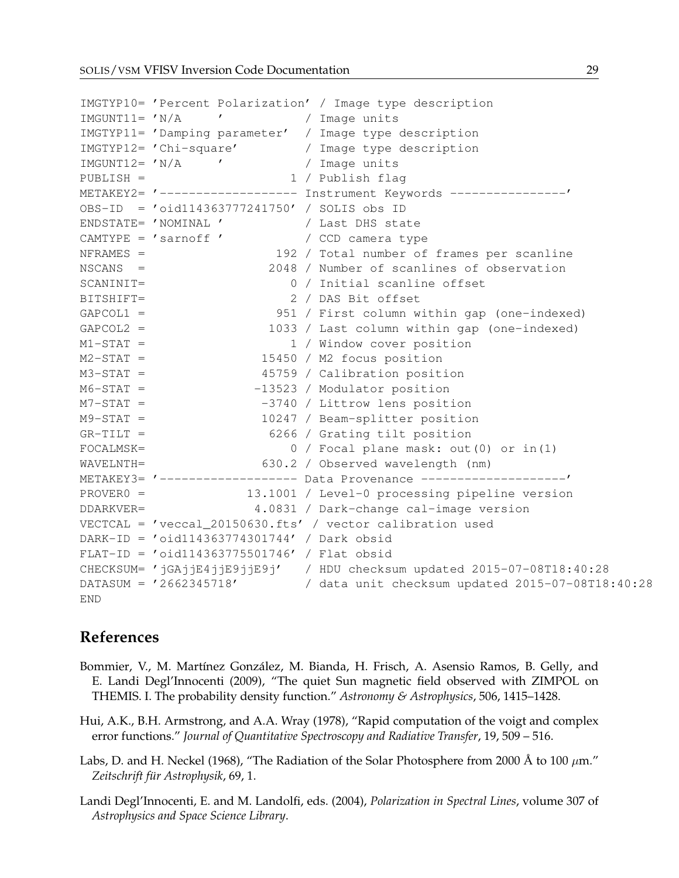```
IMGTYP10= 'Percent Polarization' / Image type description
IMGUNT11= 'N/A     '           / Image units
IMGTYP11= 'Damping parameter'  / Image type description
IMGTYP12= 'Chi-square'         / Image type description
IMGUNT12= 'N/A     '           / Image units
PUBLISH =                    1 / Publish flag
METAKEY2= '------------------- Instrument Keywords ----------------'
OBS-ID  = 'oid114363777241750' / SOLIS obs ID
ENDSTATE= 'NOMINAL '           / Last DHS state
CAMTYPE = 'sarnoff '           / CCD camera type
NFRAMES =                  192 / Total number of frames per scanline
NSCANS  =                 2048 / Number of scanlines of observation
SCANINIT=                    0 / Initial scanline offset
BITSHIFT=                    2 / DAS Bit offset
GAPCOL1 =                  951 / First column within gap (one-indexed)
GAPCOL2 =                 1033 / Last column within gap (one-indexed)
M1-STAT =                    1 / Window cover position
M2-STAT =                15450 / M2 focus position
M3-STAT =                45759 / Calibration position
M6-STAT =               -13523 / Modulator position
M7-STAT =                -3740 / Littrow lens position
M9-STAT =                10247 / Beam-splitter position
GR-TILT =                 6266 / Grating tilt position
FOCALMSK=                    0 / Focal plane mask: out(0) or in(1)
WAVELNTH=                630.2 / Observed wavelength (nm)
METAKEY3= '------------------- Data Provenance --------------------'
PROVER0 =              13.1001 / Level-0 processing pipeline version
DDARKVER=               4.0831 / Dark-change cal-image version
VECTCAL = 'veccal_20150630.fts' / vector calibration used
DARK-ID = 'oid114363774301744' / Dark obsid
FLAT-ID = 'oid114363775501746' / Flat obsid
CHECKSUM= 'jGAjjE4jjE9jjE9j'   / HDU checksum updated 2015-07-08T18:40:28
DATASUM = '2662345718'         / data unit checksum updated 2015-07-08T18:40:28
END
```

## References

Bommier, V., M. Martínez González, M. Bianda, H. Frisch, A. Asensio Ramos, B. Gelly, and E. Landi Degl'Innocenti (2009), "The quiet Sun magnetic field observed with ZIMPOL on THEMIS. I. The probability density function." *Astronomy & Astrophysics*, 506, 1415–1428.

Hui, A.K., B.H. Armstrong, and A.A. Wray (1978), "Rapid computation of the voigt and complex error functions." *Journal of Quantitative Spectroscopy and Radiative Transfer*, 19, 509 – 516.

Labs, D. and H. Neckel (1968), "The Radiation of the Solar Photosphere from 2000 Å to 100 $\mu$m." *Zeitschrift für Astrophysik*, 69, 1.

Landi Degl'Innocenti, E. and M. Landolfi, eds. (2004), *Polarization in Spectral Lines*, volume 307 of *Astrophysics and Space Science Library*.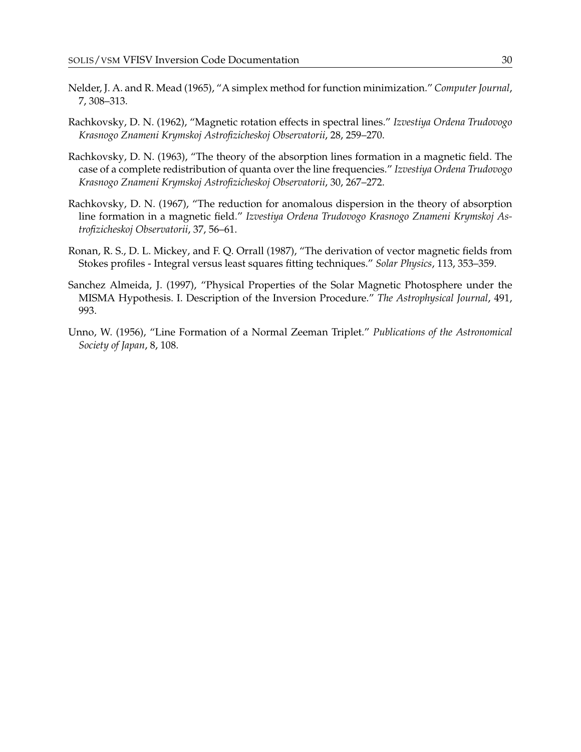Nelder, J. A. and R. Mead (1965), "A simplex method for function minimization." *Computer Journal*, 7, 308–313.

Rachkovsky, D. N. (1962), "Magnetic rotation effects in spectral lines." *Izvestiya Ordena Trudovogo Krasnogo Znameni Krymskoj Astrofizicheskoj Observatorii*, 28, 259–270.

Rachkovsky, D. N. (1963), "The theory of the absorption lines formation in a magnetic field. The case of a complete redistribution of quanta over the line frequencies." *Izvestiya Ordena Trudovogo Krasnogo Znameni Krymskoj Astrofizicheskoj Observatorii*, 30, 267–272.

Rachkovsky, D. N. (1967), "The reduction for anomalous dispersion in the theory of absorption line formation in a magnetic field." *Izvestiya Ordena Trudovogo Krasnogo Znameni Krymskoj Astrofizicheskoj Observatorii*, 37, 56–61.

Ronan, R. S., D. L. Mickey, and F. Q. Orrall (1987), "The derivation of vector magnetic fields from Stokes profiles - Integral versus least squares fitting techniques." *Solar Physics*, 113, 353–359.

Sanchez Almeida, J. (1997), "Physical Properties of the Solar Magnetic Photosphere under the MISMA Hypothesis. I. Description of the Inversion Procedure." *The Astrophysical Journal*, 491, 993.

Unno, W. (1956), "Line Formation of a Normal Zeeman Triplet." *Publications of the Astronomical Society of Japan*, 8, 108.